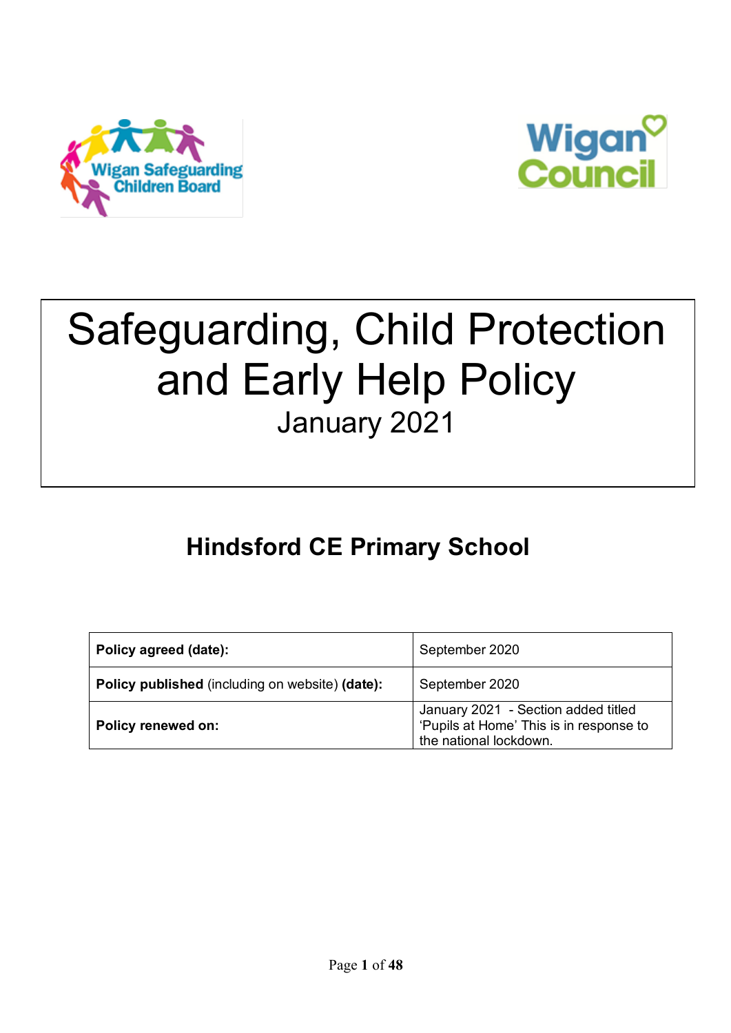Wigan Safeguarding Children Board

Wigan Council

# Safeguarding, Child Protection and Early Help Policy

January 2021

## Hindsford CE Primary School

| **Policy agreed (date):** | September 2020 |
|---|---|
| **Policy published** (including on website) **(date):** | September 2020 |
| **Policy renewed on:** | January 2021 - Section added titled 'Pupils at Home' This is in response to the national lockdown. |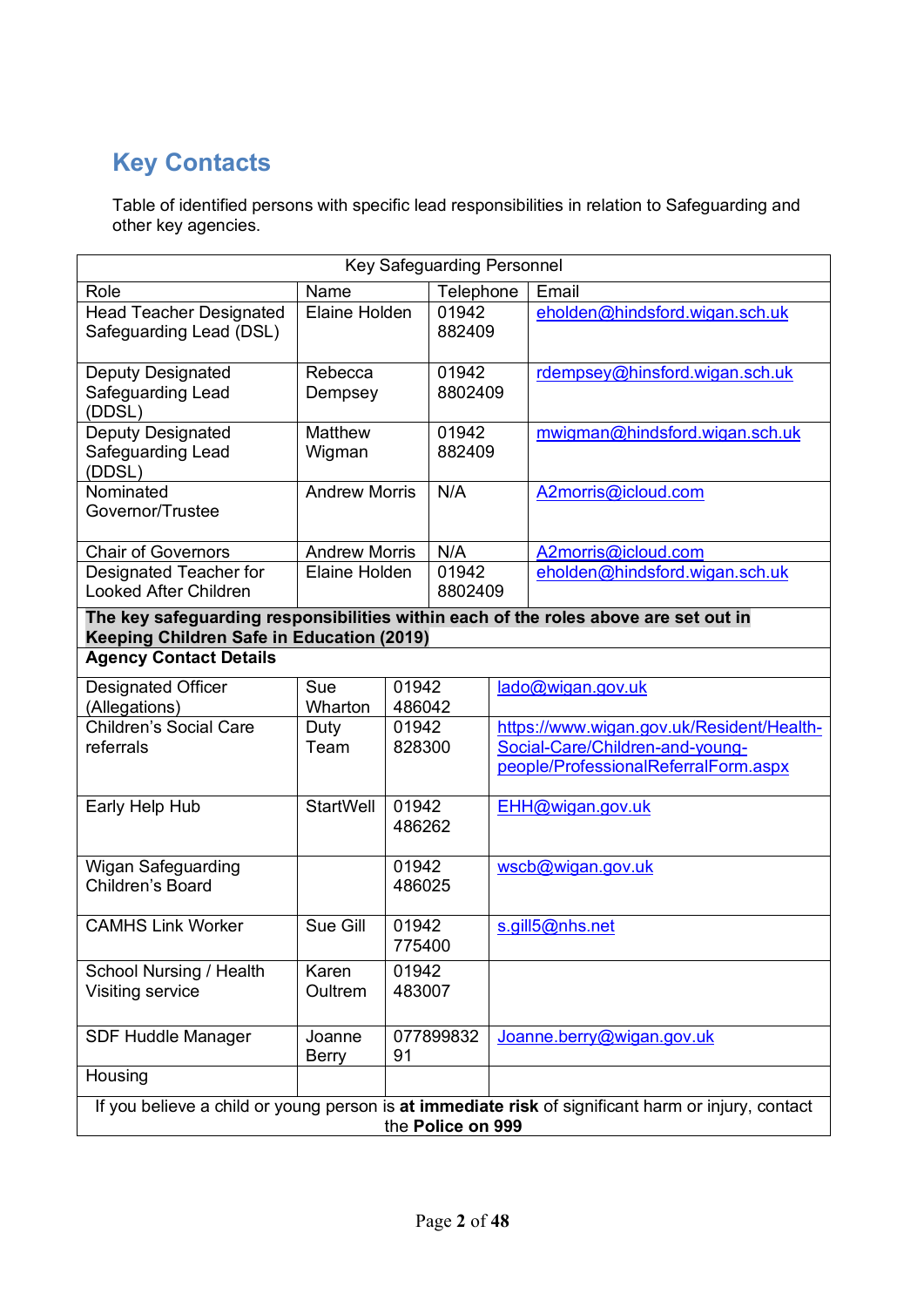## Key Contacts

Table of identified persons with specific lead responsibilities in relation to Safeguarding and other key agencies.

| Key Safeguarding Personnel | | | |
|---|---|---|---|
| Role | Name | Telephone | Email |
| Head Teacher Designated Safeguarding Lead (DSL) | Elaine Holden | 01942 882409 | eholden@hindsford.wigan.sch.uk |
| Deputy Designated Safeguarding Lead (DDSL) | Rebecca Dempsey | 01942 8802409 | rdempsey@hinsford.wigan.sch.uk |
| Deputy Designated Safeguarding Lead (DDSL) | Matthew Wigman | 01942 882409 | mwigman@hindsford.wigan.sch.uk |
| Nominated Governor/Trustee | Andrew Morris | N/A | A2morris@icloud.com |
| Chair of Governors | Andrew Morris | N/A | A2morris@icloud.com |
| Designated Teacher for Looked After Children | Elaine Holden | 01942 8802409 | eholden@hindsford.wigan.sch.uk |
| **The key safeguarding responsibilities within each of the roles above are set out in Keeping Children Safe in Education (2019)** | | | |
| **Agency Contact Details** | | | |
| Designated Officer (Allegations) | Sue Wharton | 01942 486042 | lado@wigan.gov.uk |
| Children's Social Care referrals | Duty Team | 01942 828300 | https://www.wigan.gov.uk/Resident/Health-Social-Care/Children-and-young-people/ProfessionalReferralForm.aspx |
| Early Help Hub | StartWell | 01942 486262 | EHH@wigan.gov.uk |
| Wigan Safeguarding Children's Board | | 01942 486025 | wscb@wigan.gov.uk |
| CAMHS Link Worker | Sue Gill | 01942 775400 | s.gill5@nhs.net |
| School Nursing / Health Visiting service | Karen Oultrem | 01942 483007 | |
| SDF Huddle Manager | Joanne Berry | 07789983291 | Joanne.berry@wigan.gov.uk |
| Housing | | | |
| If you believe a child or young person is **at immediate risk** of significant harm or injury, contact the **Police on 999** | | | |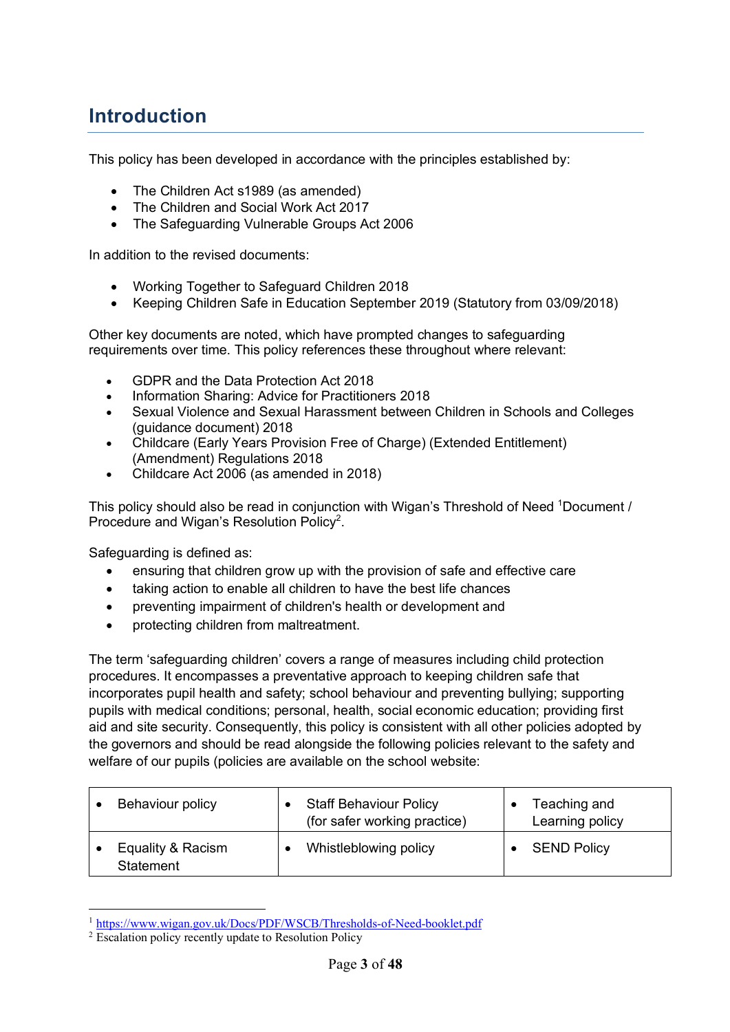## Introduction

This policy has been developed in accordance with the principles established by:

- The Children Act s1989 (as amended)
- The Children and Social Work Act 2017
- The Safeguarding Vulnerable Groups Act 2006

In addition to the revised documents:

- Working Together to Safeguard Children 2018
- Keeping Children Safe in Education September 2019 (Statutory from 03/09/2018)

Other key documents are noted, which have prompted changes to safeguarding requirements over time. This policy references these throughout where relevant:

- GDPR and the Data Protection Act 2018
- Information Sharing: Advice for Practitioners 2018
- Sexual Violence and Sexual Harassment between Children in Schools and Colleges (guidance document) 2018
- Childcare (Early Years Provision Free of Charge) (Extended Entitlement) (Amendment) Regulations 2018
- Childcare Act 2006 (as amended in 2018)

This policy should also be read in conjunction with Wigan's Threshold of Need [1]Document / Procedure and Wigan's Resolution Policy[2].

Safeguarding is defined as:

- ensuring that children grow up with the provision of safe and effective care
- taking action to enable all children to have the best life chances
- preventing impairment of children's health or development and
- protecting children from maltreatment.

The term 'safeguarding children' covers a range of measures including child protection procedures. It encompasses a preventative approach to keeping children safe that incorporates pupil health and safety; school behaviour and preventing bullying; supporting pupils with medical conditions; personal, health, social economic education; providing first aid and site security. Consequently, this policy is consistent with all other policies adopted by the governors and should be read alongside the following policies relevant to the safety and welfare of our pupils (policies are available on the school website:

| | | |
|---|---|---|
| • Behaviour policy | • Staff Behaviour Policy (for safer working practice) | • Teaching and Learning policy |
| • Equality & Racism Statement | • Whistleblowing policy | • SEND Policy |

[1] https://www.wigan.gov.uk/Docs/PDF/WSCB/Thresholds-of-Need-booklet.pdf

[2] Escalation policy recently update to Resolution Policy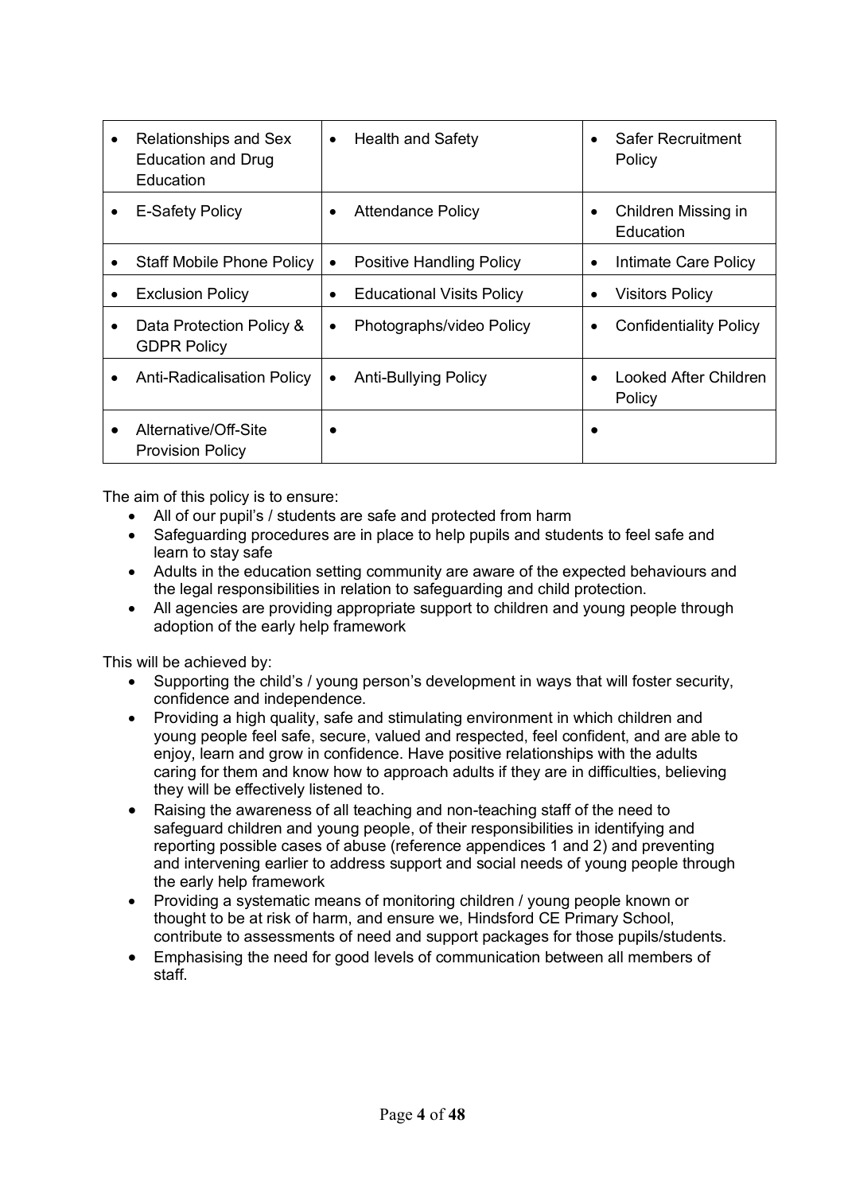| • Relationships and Sex Education and Drug Education | • Health and Safety | • Safer Recruitment Policy |
|---|---|---|
| • E-Safety Policy | • Attendance Policy | • Children Missing in Education |
| • Staff Mobile Phone Policy | • Positive Handling Policy | • Intimate Care Policy |
| • Exclusion Policy | • Educational Visits Policy | • Visitors Policy |
| • Data Protection Policy & GDPR Policy | • Photographs/video Policy | • Confidentiality Policy |
| • Anti-Radicalisation Policy | • Anti-Bullying Policy | • Looked After Children Policy |
| • Alternative/Off-Site Provision Policy | • | • |

The aim of this policy is to ensure:

- All of our pupil's / students are safe and protected from harm
- Safeguarding procedures are in place to help pupils and students to feel safe and learn to stay safe
- Adults in the education setting community are aware of the expected behaviours and the legal responsibilities in relation to safeguarding and child protection.
- All agencies are providing appropriate support to children and young people through adoption of the early help framework

This will be achieved by:

- Supporting the child's / young person's development in ways that will foster security, confidence and independence.
- Providing a high quality, safe and stimulating environment in which children and young people feel safe, secure, valued and respected, feel confident, and are able to enjoy, learn and grow in confidence. Have positive relationships with the adults caring for them and know how to approach adults if they are in difficulties, believing they will be effectively listened to.
- Raising the awareness of all teaching and non-teaching staff of the need to safeguard children and young people, of their responsibilities in identifying and reporting possible cases of abuse (reference appendices 1 and 2) and preventing and intervening earlier to address support and social needs of young people through the early help framework
- Providing a systematic means of monitoring children / young people known or thought to be at risk of harm, and ensure we, Hindsford CE Primary School, contribute to assessments of need and support packages for those pupils/students.
- Emphasising the need for good levels of communication between all members of staff.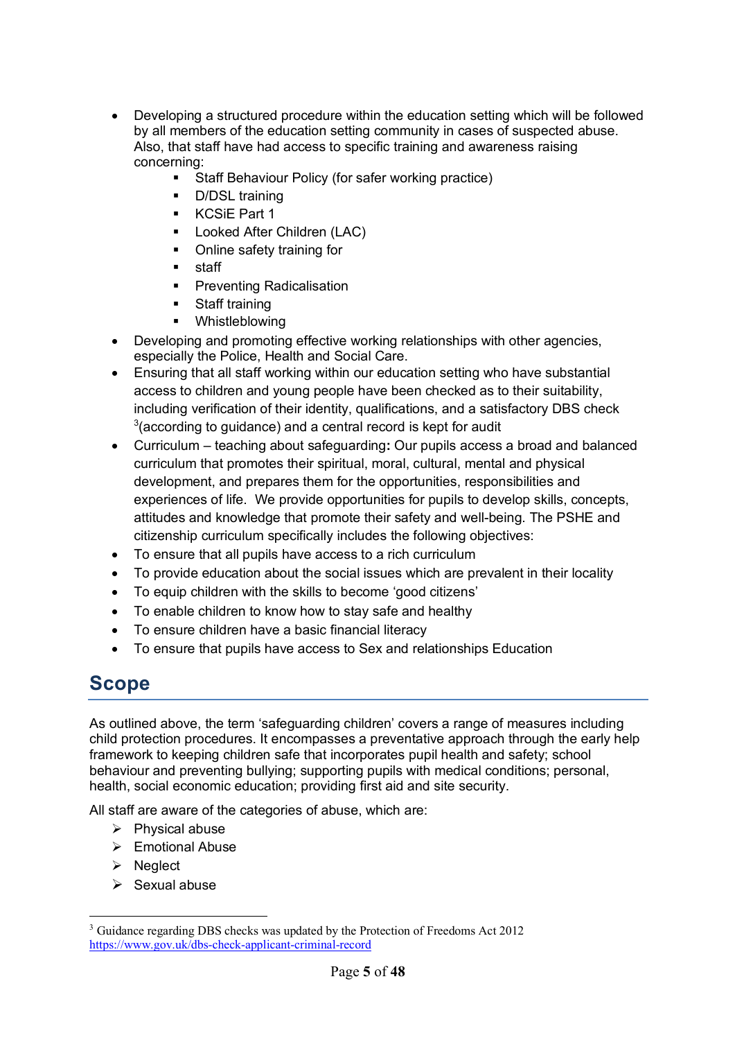- Developing a structured procedure within the education setting which will be followed by all members of the education setting community in cases of suspected abuse. Also, that staff have had access to specific training and awareness raising concerning:
    - Staff Behaviour Policy (for safer working practice)
    - D/DSL training
    - KCSiE Part 1
    - Looked After Children (LAC)
    - Online safety training for
    - staff
    - Preventing Radicalisation
    - Staff training
    - Whistleblowing
- Developing and promoting effective working relationships with other agencies, especially the Police, Health and Social Care.
- Ensuring that all staff working within our education setting who have substantial access to children and young people have been checked as to their suitability, including verification of their identity, qualifications, and a satisfactory DBS check [3](according to guidance) and a central record is kept for audit
- Curriculum – teaching about safeguarding**:** Our pupils access a broad and balanced curriculum that promotes their spiritual, moral, cultural, mental and physical development, and prepares them for the opportunities, responsibilities and experiences of life. We provide opportunities for pupils to develop skills, concepts, attitudes and knowledge that promote their safety and well-being. The PSHE and citizenship curriculum specifically includes the following objectives:
- To ensure that all pupils have access to a rich curriculum
- To provide education about the social issues which are prevalent in their locality
- To equip children with the skills to become 'good citizens'
- To enable children to know how to stay safe and healthy
- To ensure children have a basic financial literacy
- To ensure that pupils have access to Sex and relationships Education

## Scope

As outlined above, the term 'safeguarding children' covers a range of measures including child protection procedures. It encompasses a preventative approach through the early help framework to keeping children safe that incorporates pupil health and safety; school behaviour and preventing bullying; supporting pupils with medical conditions; personal, health, social economic education; providing first aid and site security.

All staff are aware of the categories of abuse, which are:

- Physical abuse
- Emotional Abuse
- Neglect
- Sexual abuse

---

[3] Guidance regarding DBS checks was updated by the Protection of Freedoms Act 2012 https://www.gov.uk/dbs-check-applicant-criminal-record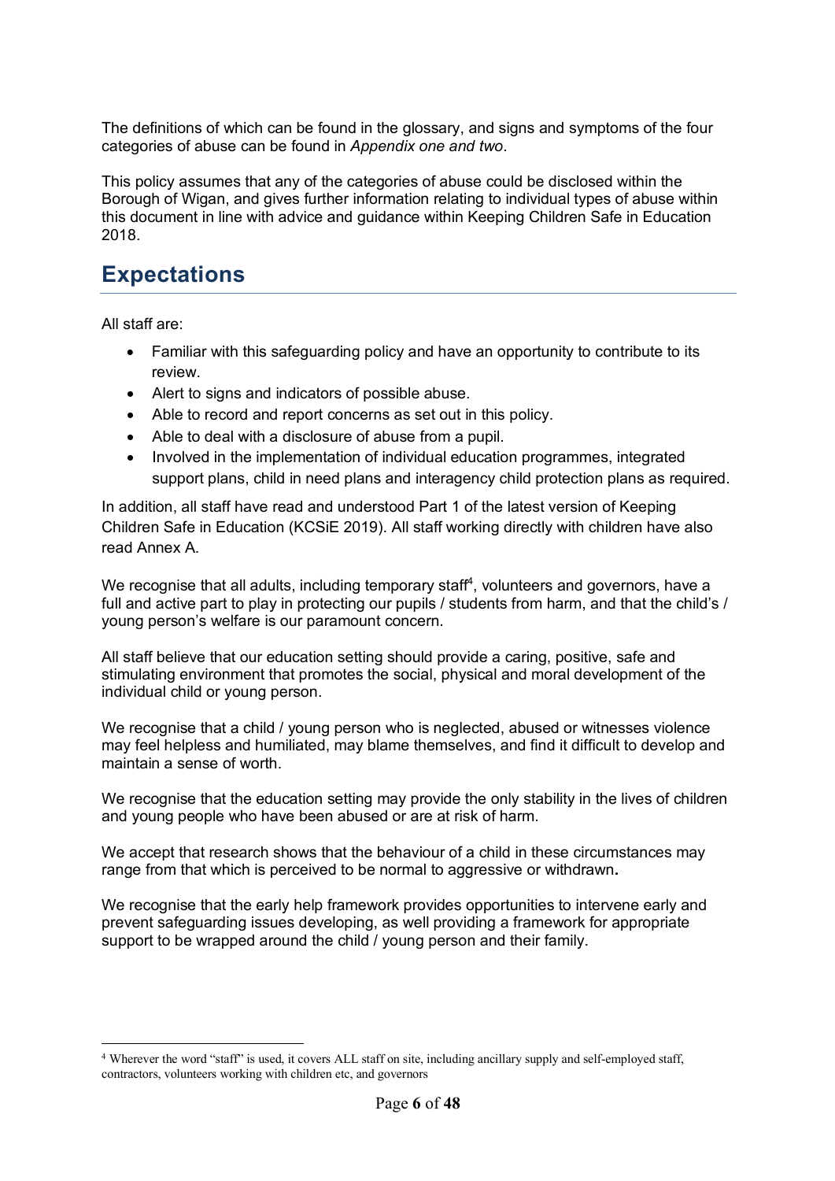The definitions of which can be found in the glossary, and signs and symptoms of the four categories of abuse can be found in *Appendix one and two*.

This policy assumes that any of the categories of abuse could be disclosed within the Borough of Wigan, and gives further information relating to individual types of abuse within this document in line with advice and guidance within Keeping Children Safe in Education 2018.

## Expectations

All staff are:

- Familiar with this safeguarding policy and have an opportunity to contribute to its review.
- Alert to signs and indicators of possible abuse.
- Able to record and report concerns as set out in this policy.
- Able to deal with a disclosure of abuse from a pupil.
- Involved in the implementation of individual education programmes, integrated support plans, child in need plans and interagency child protection plans as required.

In addition, all staff have read and understood Part 1 of the latest version of Keeping Children Safe in Education (KCSiE 2019). All staff working directly with children have also read Annex A.

We recognise that all adults, including temporary staff[4], volunteers and governors, have a full and active part to play in protecting our pupils / students from harm, and that the child's / young person's welfare is our paramount concern.

All staff believe that our education setting should provide a caring, positive, safe and stimulating environment that promotes the social, physical and moral development of the individual child or young person.

We recognise that a child / young person who is neglected, abused or witnesses violence may feel helpless and humiliated, may blame themselves, and find it difficult to develop and maintain a sense of worth.

We recognise that the education setting may provide the only stability in the lives of children and young people who have been abused or are at risk of harm.

We accept that research shows that the behaviour of a child in these circumstances may range from that which is perceived to be normal to aggressive or withdrawn**.**

We recognise that the early help framework provides opportunities to intervene early and prevent safeguarding issues developing, as well providing a framework for appropriate support to be wrapped around the child / young person and their family.

[4] Wherever the word "staff" is used, it covers ALL staff on site, including ancillary supply and self-employed staff, contractors, volunteers working with children etc, and governors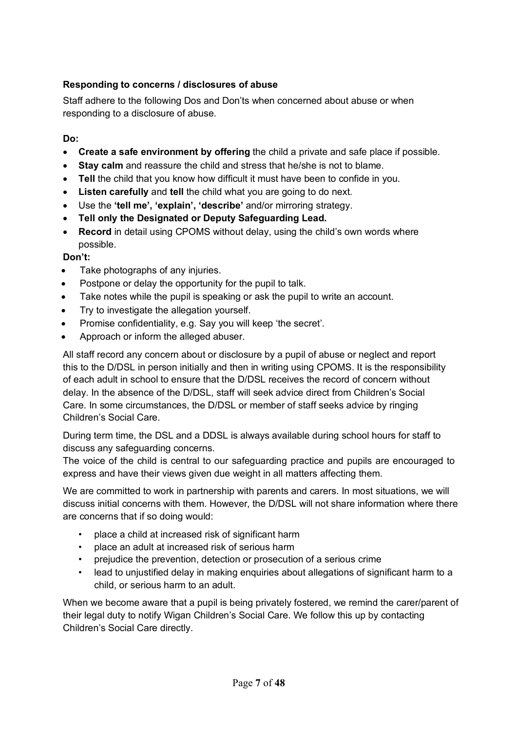**Responding to concerns / disclosures of abuse**

Staff adhere to the following Dos and Don'ts when concerned about abuse or when responding to a disclosure of abuse.

**Do:**

- **Create a safe environment by offering** the child a private and safe place if possible.
- **Stay calm** and reassure the child and stress that he/she is not to blame.
- **Tell** the child that you know how difficult it must have been to confide in you.
- **Listen carefully** and **tell** the child what you are going to do next.
- Use the **'tell me', 'explain', 'describe'** and/or mirroring strategy.
- **Tell only the Designated or Deputy Safeguarding Lead.**
- **Record** in detail using CPOMS without delay, using the child's own words where possible.

**Don't:**

- Take photographs of any injuries.
- Postpone or delay the opportunity for the pupil to talk.
- Take notes while the pupil is speaking or ask the pupil to write an account.
- Try to investigate the allegation yourself.
- Promise confidentiality, e.g. Say you will keep 'the secret'.
- Approach or inform the alleged abuser.

All staff record any concern about or disclosure by a pupil of abuse or neglect and report this to the D/DSL in person initially and then in writing using CPOMS. It is the responsibility of each adult in school to ensure that the D/DSL receives the record of concern without delay. In the absence of the D/DSL, staff will seek advice direct from Children's Social Care. In some circumstances, the D/DSL or member of staff seeks advice by ringing Children's Social Care.

During term time, the DSL and a DDSL is always available during school hours for staff to discuss any safeguarding concerns.
The voice of the child is central to our safeguarding practice and pupils are encouraged to express and have their views given due weight in all matters affecting them.

We are committed to work in partnership with parents and carers. In most situations, we will discuss initial concerns with them. However, the D/DSL will not share information where there are concerns that if so doing would:

- place a child at increased risk of significant harm
- place an adult at increased risk of serious harm
- prejudice the prevention, detection or prosecution of a serious crime
- lead to unjustified delay in making enquiries about allegations of significant harm to a child, or serious harm to an adult.

When we become aware that a pupil is being privately fostered, we remind the carer/parent of their legal duty to notify Wigan Children's Social Care. We follow this up by contacting Children's Social Care directly.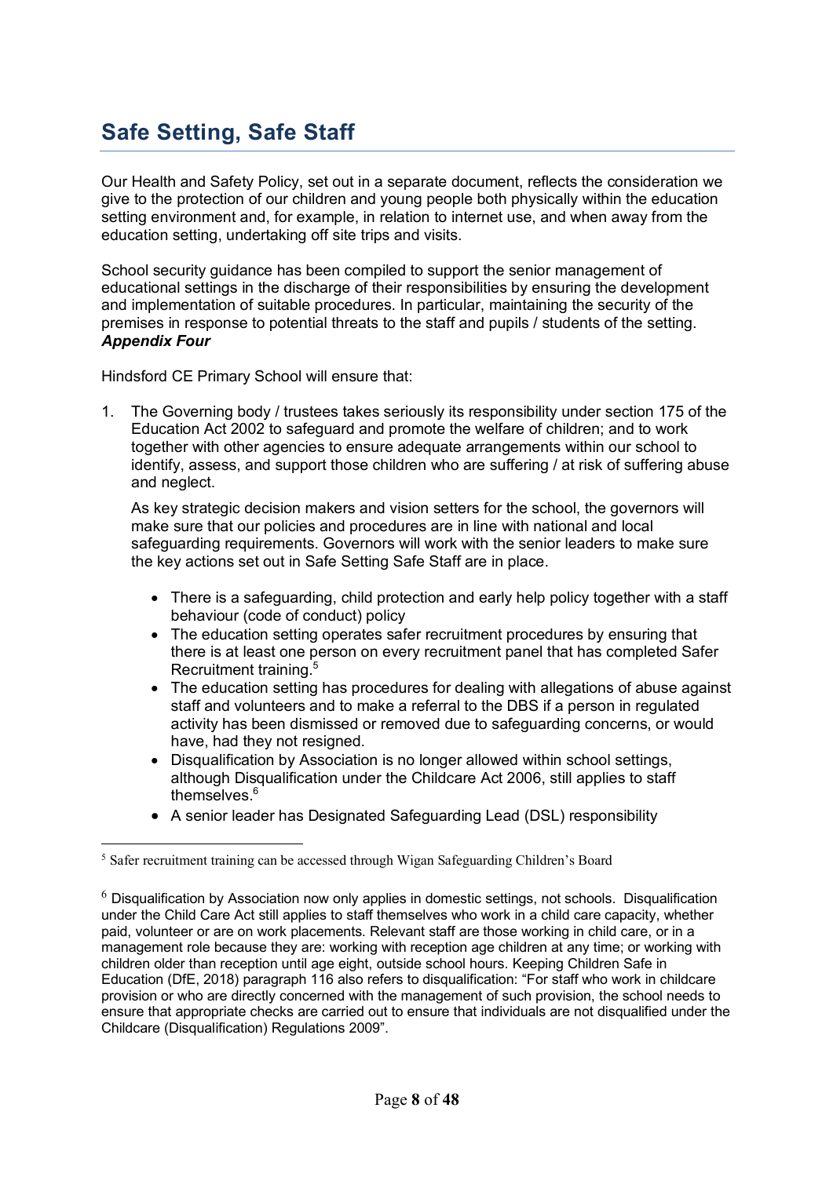# Safe Setting, Safe Staff

Our Health and Safety Policy, set out in a separate document, reflects the consideration we give to the protection of our children and young people both physically within the education setting environment and, for example, in relation to internet use, and when away from the education setting, undertaking off site trips and visits.

School security guidance has been compiled to support the senior management of educational settings in the discharge of their responsibilities by ensuring the development and implementation of suitable procedures. In particular, maintaining the security of the premises in response to potential threats to the staff and pupils / students of the setting. ***Appendix Four***

Hindsford CE Primary School will ensure that:

1. The Governing body / trustees takes seriously its responsibility under section 175 of the Education Act 2002 to safeguard and promote the welfare of children; and to work together with other agencies to ensure adequate arrangements within our school to identify, assess, and support those children who are suffering / at risk of suffering abuse and neglect.

   As key strategic decision makers and vision setters for the school, the governors will make sure that our policies and procedures are in line with national and local safeguarding requirements. Governors will work with the senior leaders to make sure the key actions set out in Safe Setting Safe Staff are in place.

   - There is a safeguarding, child protection and early help policy together with a staff behaviour (code of conduct) policy
   - The education setting operates safer recruitment procedures by ensuring that there is at least one person on every recruitment panel that has completed Safer Recruitment training.[5]
   - The education setting has procedures for dealing with allegations of abuse against staff and volunteers and to make a referral to the DBS if a person in regulated activity has been dismissed or removed due to safeguarding concerns, or would have, had they not resigned.
   - Disqualification by Association is no longer allowed within school settings, although Disqualification under the Childcare Act 2006, still applies to staff themselves.[6]
   - A senior leader has Designated Safeguarding Lead (DSL) responsibility

---

[5] Safer recruitment training can be accessed through Wigan Safeguarding Children's Board

[6] Disqualification by Association now only applies in domestic settings, not schools. Disqualification under the Child Care Act still applies to staff themselves who work in a child care capacity, whether paid, volunteer or are on work placements. Relevant staff are those working in child care, or in a management role because they are: working with reception age children at any time; or working with children older than reception until age eight, outside school hours. Keeping Children Safe in Education (DfE, 2018) paragraph 116 also refers to disqualification: "For staff who work in childcare provision or who are directly concerned with the management of such provision, the school needs to ensure that appropriate checks are carried out to ensure that individuals are not disqualified under the Childcare (Disqualification) Regulations 2009".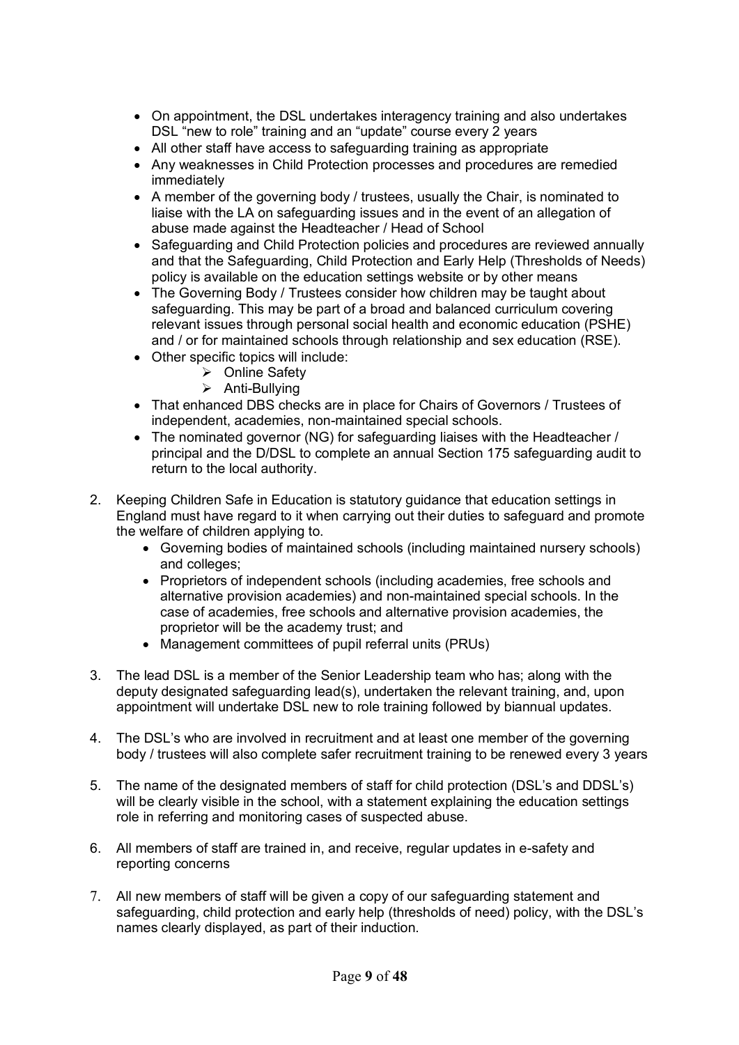- On appointment, the DSL undertakes interagency training and also undertakes DSL "new to role" training and an "update" course every 2 years
- All other staff have access to safeguarding training as appropriate
- Any weaknesses in Child Protection processes and procedures are remedied immediately
- A member of the governing body / trustees, usually the Chair, is nominated to liaise with the LA on safeguarding issues and in the event of an allegation of abuse made against the Headteacher / Head of School
- Safeguarding and Child Protection policies and procedures are reviewed annually and that the Safeguarding, Child Protection and Early Help (Thresholds of Needs) policy is available on the education settings website or by other means
- The Governing Body / Trustees consider how children may be taught about safeguarding. This may be part of a broad and balanced curriculum covering relevant issues through personal social health and economic education (PSHE) and / or for maintained schools through relationship and sex education (RSE).
- Other specific topics will include:
  - Online Safety
  - Anti-Bullying
- That enhanced DBS checks are in place for Chairs of Governors / Trustees of independent, academies, non-maintained special schools.
- The nominated governor (NG) for safeguarding liaises with the Headteacher / principal and the D/DSL to complete an annual Section 175 safeguarding audit to return to the local authority.

2. Keeping Children Safe in Education is statutory guidance that education settings in England must have regard to it when carrying out their duties to safeguard and promote the welfare of children applying to.
   - Governing bodies of maintained schools (including maintained nursery schools) and colleges;
   - Proprietors of independent schools (including academies, free schools and alternative provision academies) and non-maintained special schools. In the case of academies, free schools and alternative provision academies, the proprietor will be the academy trust; and
   - Management committees of pupil referral units (PRUs)

3. The lead DSL is a member of the Senior Leadership team who has; along with the deputy designated safeguarding lead(s), undertaken the relevant training, and, upon appointment will undertake DSL new to role training followed by biannual updates.

4. The DSL's who are involved in recruitment and at least one member of the governing body / trustees will also complete safer recruitment training to be renewed every 3 years

5. The name of the designated members of staff for child protection (DSL's and DDSL's) will be clearly visible in the school, with a statement explaining the education settings role in referring and monitoring cases of suspected abuse.

6. All members of staff are trained in, and receive, regular updates in e-safety and reporting concerns

7. All new members of staff will be given a copy of our safeguarding statement and safeguarding, child protection and early help (thresholds of need) policy, with the DSL's names clearly displayed, as part of their induction.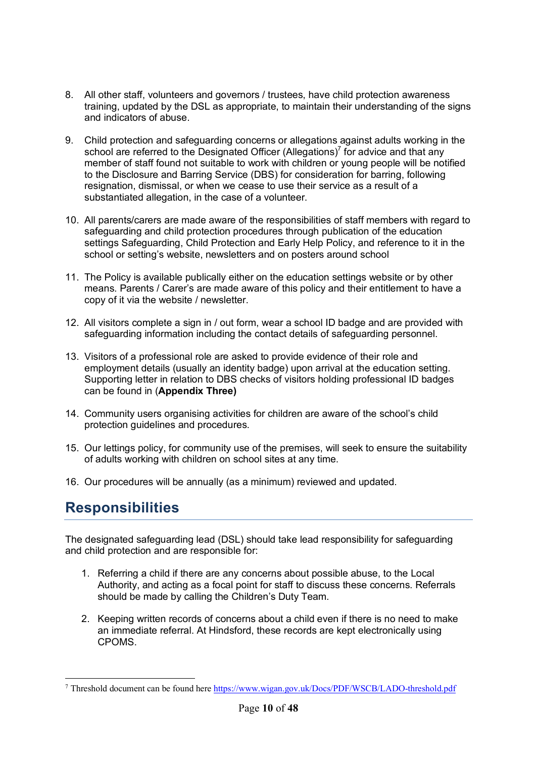8. All other staff, volunteers and governors / trustees, have child protection awareness training, updated by the DSL as appropriate, to maintain their understanding of the signs and indicators of abuse.

9. Child protection and safeguarding concerns or allegations against adults working in the school are referred to the Designated Officer (Allegations)[7] for advice and that any member of staff found not suitable to work with children or young people will be notified to the Disclosure and Barring Service (DBS) for consideration for barring, following resignation, dismissal, or when we cease to use their service as a result of a substantiated allegation, in the case of a volunteer.

10. All parents/carers are made aware of the responsibilities of staff members with regard to safeguarding and child protection procedures through publication of the education settings Safeguarding, Child Protection and Early Help Policy, and reference to it in the school or setting's website, newsletters and on posters around school

11. The Policy is available publically either on the education settings website or by other means. Parents / Carer's are made aware of this policy and their entitlement to have a copy of it via the website / newsletter.

12. All visitors complete a sign in / out form, wear a school ID badge and are provided with safeguarding information including the contact details of safeguarding personnel.

13. Visitors of a professional role are asked to provide evidence of their role and employment details (usually an identity badge) upon arrival at the education setting. Supporting letter in relation to DBS checks of visitors holding professional ID badges can be found in (**Appendix Three)**

14. Community users organising activities for children are aware of the school's child protection guidelines and procedures.

15. Our lettings policy, for community use of the premises, will seek to ensure the suitability of adults working with children on school sites at any time.

16. Our procedures will be annually (as a minimum) reviewed and updated.

## Responsibilities

The designated safeguarding lead (DSL) should take lead responsibility for safeguarding and child protection and are responsible for:

1. Referring a child if there are any concerns about possible abuse, to the Local Authority, and acting as a focal point for staff to discuss these concerns. Referrals should be made by calling the Children's Duty Team.

2. Keeping written records of concerns about a child even if there is no need to make an immediate referral. At Hindsford, these records are kept electronically using CPOMS.

---

[7] Threshold document can be found here https://www.wigan.gov.uk/Docs/PDF/WSCB/LADO-threshold.pdf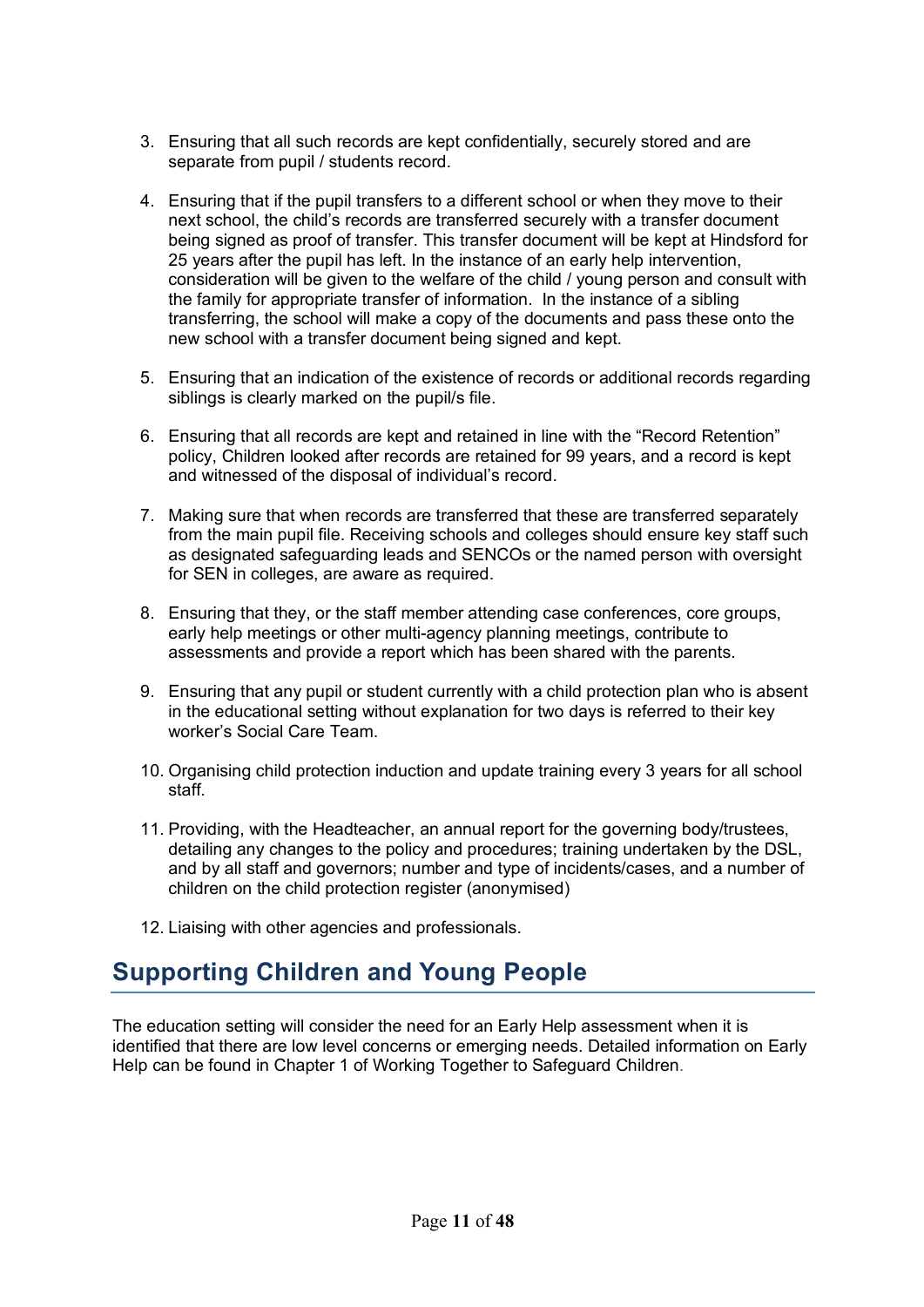3. Ensuring that all such records are kept confidentially, securely stored and are separate from pupil / students record.

4. Ensuring that if the pupil transfers to a different school or when they move to their next school, the child's records are transferred securely with a transfer document being signed as proof of transfer. This transfer document will be kept at Hindsford for 25 years after the pupil has left. In the instance of an early help intervention, consideration will be given to the welfare of the child / young person and consult with the family for appropriate transfer of information. In the instance of a sibling transferring, the school will make a copy of the documents and pass these onto the new school with a transfer document being signed and kept.

5. Ensuring that an indication of the existence of records or additional records regarding siblings is clearly marked on the pupil/s file.

6. Ensuring that all records are kept and retained in line with the "Record Retention" policy, Children looked after records are retained for 99 years, and a record is kept and witnessed of the disposal of individual's record.

7. Making sure that when records are transferred that these are transferred separately from the main pupil file. Receiving schools and colleges should ensure key staff such as designated safeguarding leads and SENCOs or the named person with oversight for SEN in colleges, are aware as required.

8. Ensuring that they, or the staff member attending case conferences, core groups, early help meetings or other multi-agency planning meetings, contribute to assessments and provide a report which has been shared with the parents.

9. Ensuring that any pupil or student currently with a child protection plan who is absent in the educational setting without explanation for two days is referred to their key worker's Social Care Team.

10. Organising child protection induction and update training every 3 years for all school staff.

11. Providing, with the Headteacher, an annual report for the governing body/trustees, detailing any changes to the policy and procedures; training undertaken by the DSL, and by all staff and governors; number and type of incidents/cases, and a number of children on the child protection register (anonymised)

12. Liaising with other agencies and professionals.

## Supporting Children and Young People

The education setting will consider the need for an Early Help assessment when it is identified that there are low level concerns or emerging needs. Detailed information on Early Help can be found in Chapter 1 of Working Together to Safeguard Children.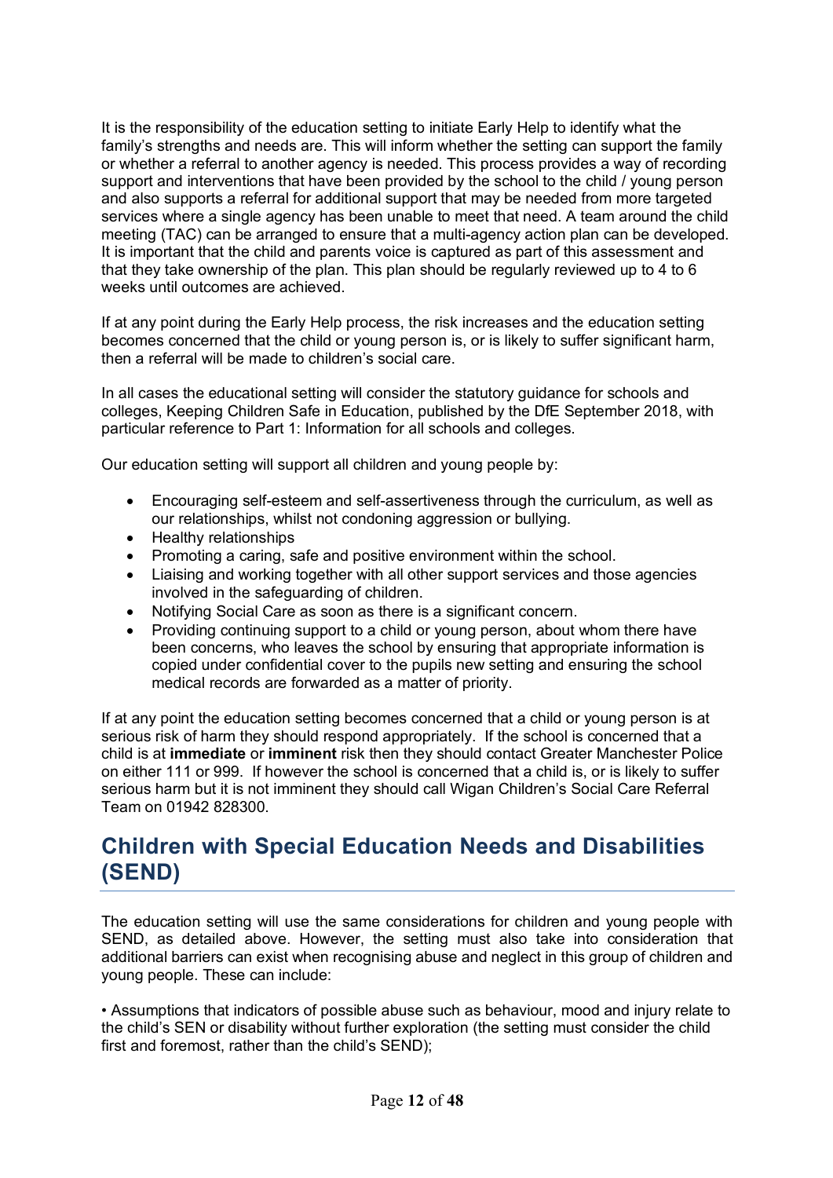It is the responsibility of the education setting to initiate Early Help to identify what the family's strengths and needs are. This will inform whether the setting can support the family or whether a referral to another agency is needed. This process provides a way of recording support and interventions that have been provided by the school to the child / young person and also supports a referral for additional support that may be needed from more targeted services where a single agency has been unable to meet that need. A team around the child meeting (TAC) can be arranged to ensure that a multi-agency action plan can be developed. It is important that the child and parents voice is captured as part of this assessment and that they take ownership of the plan. This plan should be regularly reviewed up to 4 to 6 weeks until outcomes are achieved.

If at any point during the Early Help process, the risk increases and the education setting becomes concerned that the child or young person is, or is likely to suffer significant harm, then a referral will be made to children's social care.

In all cases the educational setting will consider the statutory guidance for schools and colleges, Keeping Children Safe in Education, published by the DfE September 2018, with particular reference to Part 1: Information for all schools and colleges.

Our education setting will support all children and young people by:

- Encouraging self-esteem and self-assertiveness through the curriculum, as well as our relationships, whilst not condoning aggression or bullying.
- Healthy relationships
- Promoting a caring, safe and positive environment within the school.
- Liaising and working together with all other support services and those agencies involved in the safeguarding of children.
- Notifying Social Care as soon as there is a significant concern.
- Providing continuing support to a child or young person, about whom there have been concerns, who leaves the school by ensuring that appropriate information is copied under confidential cover to the pupils new setting and ensuring the school medical records are forwarded as a matter of priority.

If at any point the education setting becomes concerned that a child or young person is at serious risk of harm they should respond appropriately. If the school is concerned that a child is at **immediate** or **imminent** risk then they should contact Greater Manchester Police on either 111 or 999. If however the school is concerned that a child is, or is likely to suffer serious harm but it is not imminent they should call Wigan Children's Social Care Referral Team on 01942 828300.

## Children with Special Education Needs and Disabilities (SEND)

The education setting will use the same considerations for children and young people with SEND, as detailed above. However, the setting must also take into consideration that additional barriers can exist when recognising abuse and neglect in this group of children and young people. These can include:

• Assumptions that indicators of possible abuse such as behaviour, mood and injury relate to the child's SEN or disability without further exploration (the setting must consider the child first and foremost, rather than the child's SEND);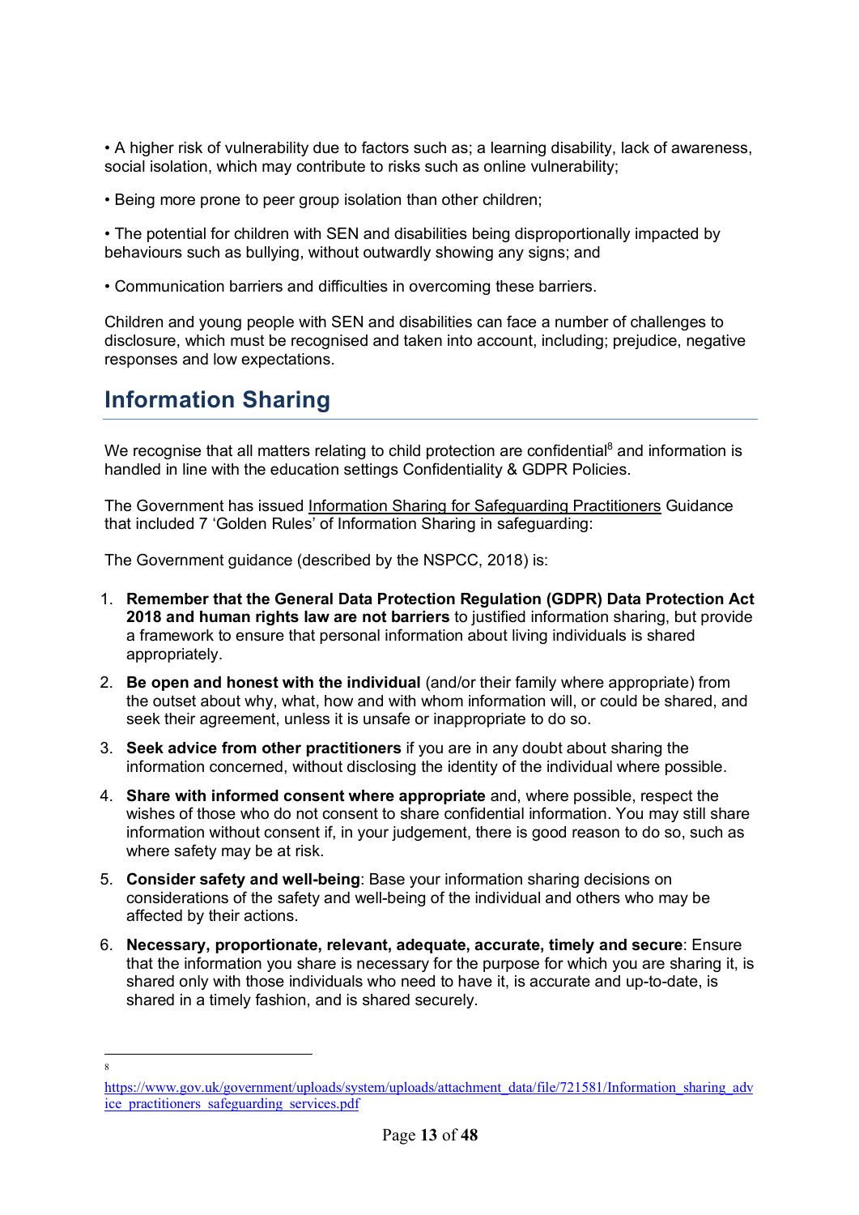• A higher risk of vulnerability due to factors such as; a learning disability, lack of awareness, social isolation, which may contribute to risks such as online vulnerability;

• Being more prone to peer group isolation than other children;

• The potential for children with SEN and disabilities being disproportionally impacted by behaviours such as bullying, without outwardly showing any signs; and

• Communication barriers and difficulties in overcoming these barriers.

Children and young people with SEN and disabilities can face a number of challenges to disclosure, which must be recognised and taken into account, including; prejudice, negative responses and low expectations.

## Information Sharing

We recognise that all matters relating to child protection are confidential[8] and information is handled in line with the education settings Confidentiality & GDPR Policies.

The Government has issued Information Sharing for Safeguarding Practitioners Guidance that included 7 'Golden Rules' of Information Sharing in safeguarding:

The Government guidance (described by the NSPCC, 2018) is:

1. **Remember that the General Data Protection Regulation (GDPR) Data Protection Act 2018 and human rights law are not barriers** to justified information sharing, but provide a framework to ensure that personal information about living individuals is shared appropriately.
2. **Be open and honest with the individual** (and/or their family where appropriate) from the outset about why, what, how and with whom information will, or could be shared, and seek their agreement, unless it is unsafe or inappropriate to do so.
3. **Seek advice from other practitioners** if you are in any doubt about sharing the information concerned, without disclosing the identity of the individual where possible.
4. **Share with informed consent where appropriate** and, where possible, respect the wishes of those who do not consent to share confidential information. You may still share information without consent if, in your judgement, there is good reason to do so, such as where safety may be at risk.
5. **Consider safety and well-being**: Base your information sharing decisions on considerations of the safety and well-being of the individual and others who may be affected by their actions.
6. **Necessary, proportionate, relevant, adequate, accurate, timely and secure**: Ensure that the information you share is necessary for the purpose for which you are sharing it, is shared only with those individuals who need to have it, is accurate and up-to-date, is shared in a timely fashion, and is shared securely.

---

[8] https://www.gov.uk/government/uploads/system/uploads/attachment_data/file/721581/Information_sharing_advice_practitioners_safeguarding_services.pdf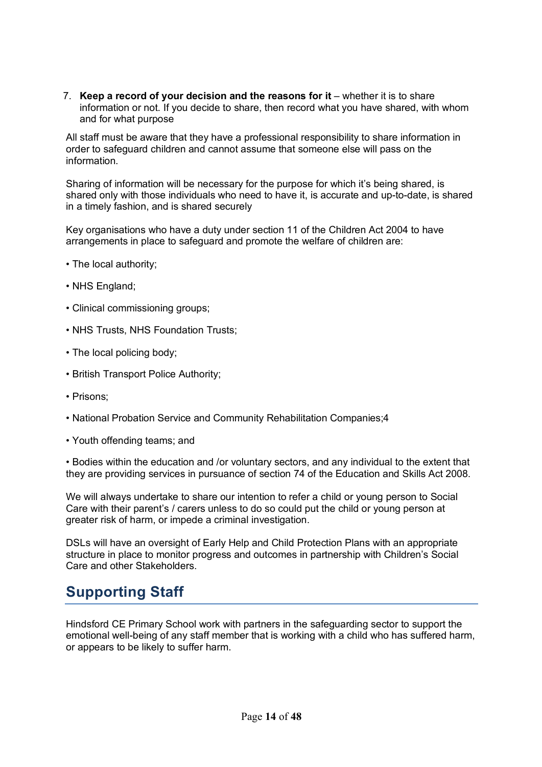7. **Keep a record of your decision and the reasons for it** – whether it is to share information or not. If you decide to share, then record what you have shared, with whom and for what purpose

All staff must be aware that they have a professional responsibility to share information in order to safeguard children and cannot assume that someone else will pass on the information.

Sharing of information will be necessary for the purpose for which it's being shared, is shared only with those individuals who need to have it, is accurate and up-to-date, is shared in a timely fashion, and is shared securely

Key organisations who have a duty under section 11 of the Children Act 2004 to have arrangements in place to safeguard and promote the welfare of children are:

• The local authority;

• NHS England;

• Clinical commissioning groups;

• NHS Trusts, NHS Foundation Trusts;

• The local policing body;

• British Transport Police Authority;

• Prisons;

• National Probation Service and Community Rehabilitation Companies;4

• Youth offending teams; and

• Bodies within the education and /or voluntary sectors, and any individual to the extent that they are providing services in pursuance of section 74 of the Education and Skills Act 2008.

We will always undertake to share our intention to refer a child or young person to Social Care with their parent's / carers unless to do so could put the child or young person at greater risk of harm, or impede a criminal investigation.

DSLs will have an oversight of Early Help and Child Protection Plans with an appropriate structure in place to monitor progress and outcomes in partnership with Children's Social Care and other Stakeholders.

## Supporting Staff

Hindsford CE Primary School work with partners in the safeguarding sector to support the emotional well-being of any staff member that is working with a child who has suffered harm, or appears to be likely to suffer harm.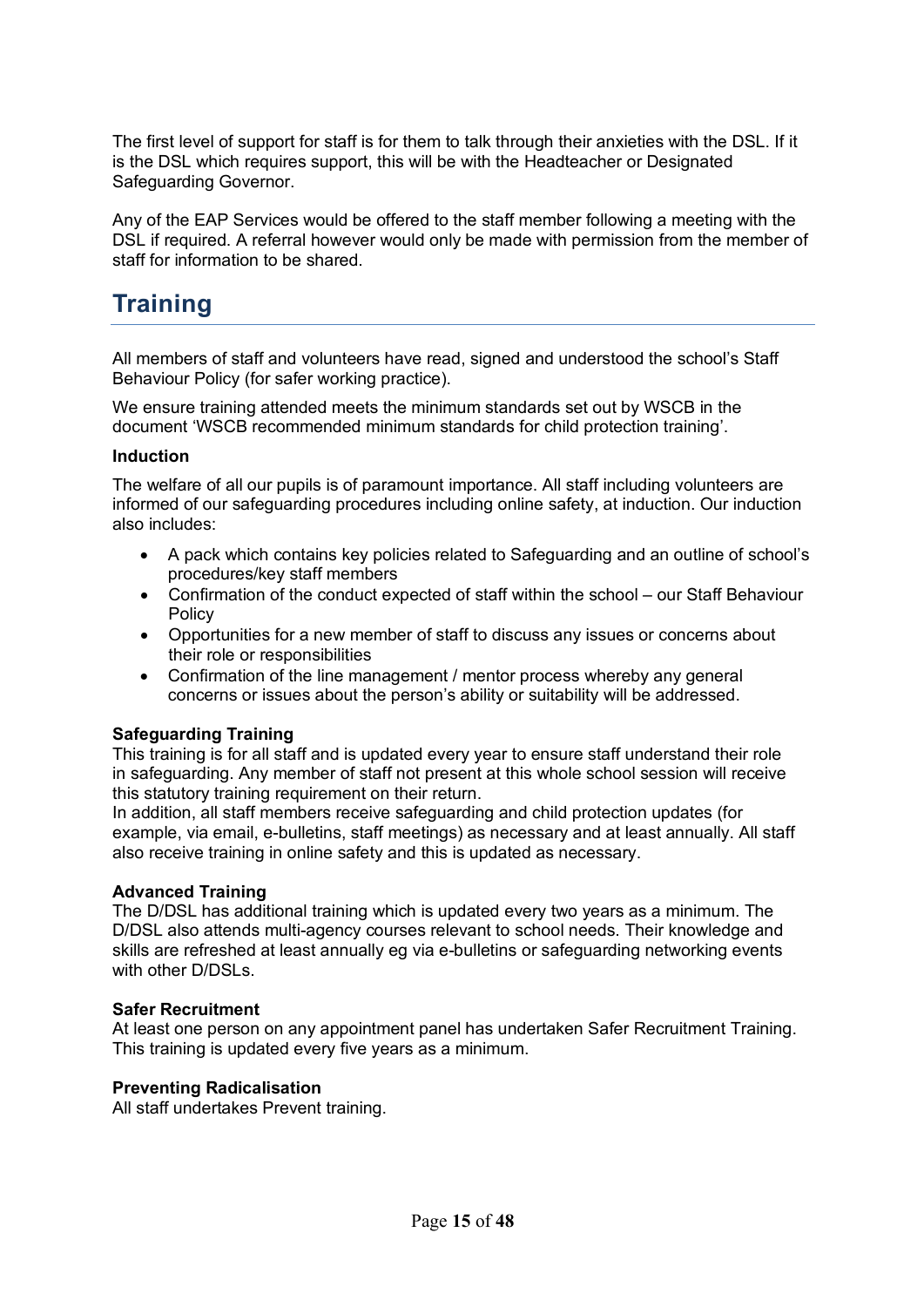The first level of support for staff is for them to talk through their anxieties with the DSL. If it is the DSL which requires support, this will be with the Headteacher or Designated Safeguarding Governor.

Any of the EAP Services would be offered to the staff member following a meeting with the DSL if required. A referral however would only be made with permission from the member of staff for information to be shared.

## Training

All members of staff and volunteers have read, signed and understood the school's Staff Behaviour Policy (for safer working practice).

We ensure training attended meets the minimum standards set out by WSCB in the document 'WSCB recommended minimum standards for child protection training'.

**Induction**

The welfare of all our pupils is of paramount importance. All staff including volunteers are informed of our safeguarding procedures including online safety, at induction. Our induction also includes:

- A pack which contains key policies related to Safeguarding and an outline of school's procedures/key staff members
- Confirmation of the conduct expected of staff within the school – our Staff Behaviour Policy
- Opportunities for a new member of staff to discuss any issues or concerns about their role or responsibilities
- Confirmation of the line management / mentor process whereby any general concerns or issues about the person's ability or suitability will be addressed.

**Safeguarding Training**

This training is for all staff and is updated every year to ensure staff understand their role in safeguarding. Any member of staff not present at this whole school session will receive this statutory training requirement on their return.

In addition, all staff members receive safeguarding and child protection updates (for example, via email, e-bulletins, staff meetings) as necessary and at least annually. All staff also receive training in online safety and this is updated as necessary.

**Advanced Training**

The D/DSL has additional training which is updated every two years as a minimum. The D/DSL also attends multi-agency courses relevant to school needs. Their knowledge and skills are refreshed at least annually eg via e-bulletins or safeguarding networking events with other D/DSLs.

**Safer Recruitment**

At least one person on any appointment panel has undertaken Safer Recruitment Training. This training is updated every five years as a minimum.

**Preventing Radicalisation**

All staff undertakes Prevent training.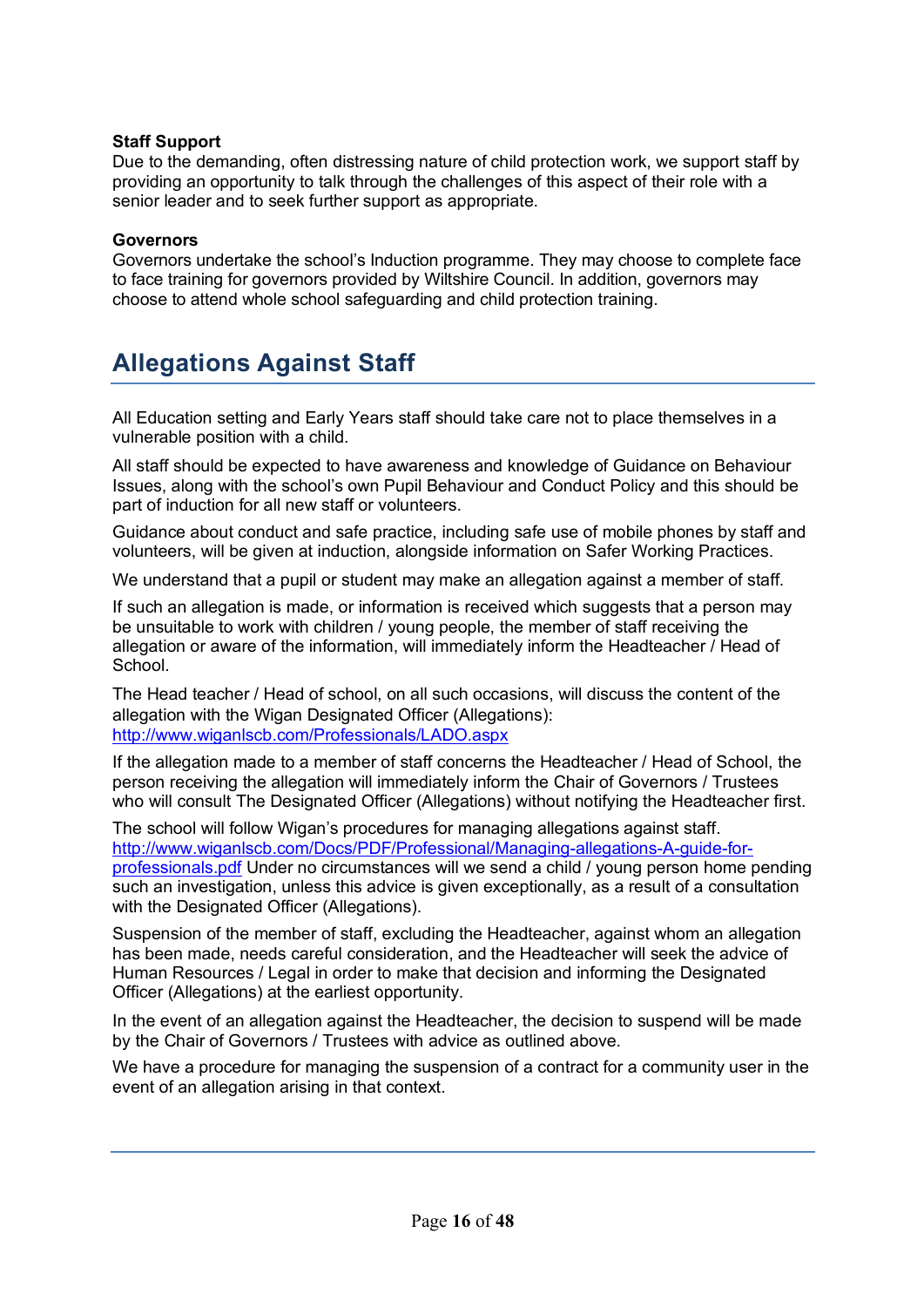**Staff Support**

Due to the demanding, often distressing nature of child protection work, we support staff by providing an opportunity to talk through the challenges of this aspect of their role with a senior leader and to seek further support as appropriate.

**Governors**

Governors undertake the school's Induction programme. They may choose to complete face to face training for governors provided by Wiltshire Council. In addition, governors may choose to attend whole school safeguarding and child protection training.

## Allegations Against Staff

All Education setting and Early Years staff should take care not to place themselves in a vulnerable position with a child.

All staff should be expected to have awareness and knowledge of Guidance on Behaviour Issues, along with the school's own Pupil Behaviour and Conduct Policy and this should be part of induction for all new staff or volunteers.

Guidance about conduct and safe practice, including safe use of mobile phones by staff and volunteers, will be given at induction, alongside information on Safer Working Practices.

We understand that a pupil or student may make an allegation against a member of staff.

If such an allegation is made, or information is received which suggests that a person may be unsuitable to work with children / young people, the member of staff receiving the allegation or aware of the information, will immediately inform the Headteacher / Head of School.

The Head teacher / Head of school, on all such occasions, will discuss the content of the allegation with the Wigan Designated Officer (Allegations): http://www.wiganlscb.com/Professionals/LADO.aspx

If the allegation made to a member of staff concerns the Headteacher / Head of School, the person receiving the allegation will immediately inform the Chair of Governors / Trustees who will consult The Designated Officer (Allegations) without notifying the Headteacher first.

The school will follow Wigan's procedures for managing allegations against staff. http://www.wiganlscb.com/Docs/PDF/Professional/Managing-allegations-A-guide-for-professionals.pdf Under no circumstances will we send a child / young person home pending such an investigation, unless this advice is given exceptionally, as a result of a consultation with the Designated Officer (Allegations).

Suspension of the member of staff, excluding the Headteacher, against whom an allegation has been made, needs careful consideration, and the Headteacher will seek the advice of Human Resources / Legal in order to make that decision and informing the Designated Officer (Allegations) at the earliest opportunity.

In the event of an allegation against the Headteacher, the decision to suspend will be made by the Chair of Governors / Trustees with advice as outlined above.

We have a procedure for managing the suspension of a contract for a community user in the event of an allegation arising in that context.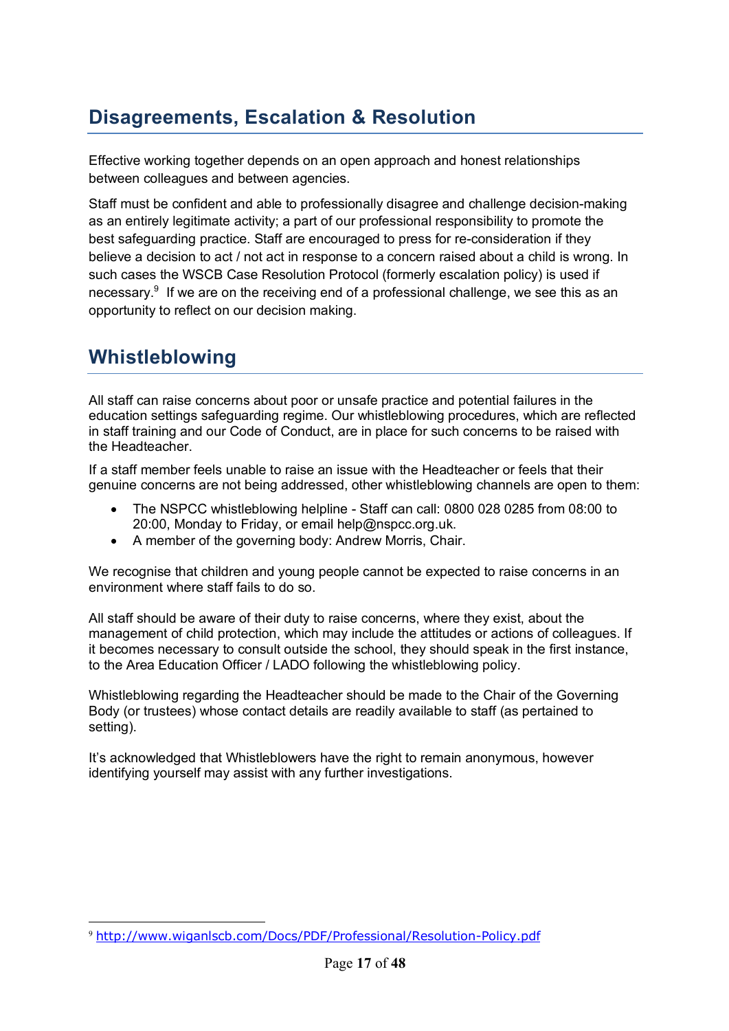## Disagreements, Escalation & Resolution

Effective working together depends on an open approach and honest relationships between colleagues and between agencies.

Staff must be confident and able to professionally disagree and challenge decision-making as an entirely legitimate activity; a part of our professional responsibility to promote the best safeguarding practice. Staff are encouraged to press for re-consideration if they believe a decision to act / not act in response to a concern raised about a child is wrong. In such cases the WSCB Case Resolution Protocol (formerly escalation policy) is used if necessary.[9] If we are on the receiving end of a professional challenge, we see this as an opportunity to reflect on our decision making.

## Whistleblowing

All staff can raise concerns about poor or unsafe practice and potential failures in the education settings safeguarding regime. Our whistleblowing procedures, which are reflected in staff training and our Code of Conduct, are in place for such concerns to be raised with the Headteacher.

If a staff member feels unable to raise an issue with the Headteacher or feels that their genuine concerns are not being addressed, other whistleblowing channels are open to them:

- The NSPCC whistleblowing helpline - Staff can call: 0800 028 0285 from 08:00 to 20:00, Monday to Friday, or email help@nspcc.org.uk.
- A member of the governing body: Andrew Morris, Chair.

We recognise that children and young people cannot be expected to raise concerns in an environment where staff fails to do so.

All staff should be aware of their duty to raise concerns, where they exist, about the management of child protection, which may include the attitudes or actions of colleagues. If it becomes necessary to consult outside the school, they should speak in the first instance, to the Area Education Officer / LADO following the whistleblowing policy.

Whistleblowing regarding the Headteacher should be made to the Chair of the Governing Body (or trustees) whose contact details are readily available to staff (as pertained to setting).

It's acknowledged that Whistleblowers have the right to remain anonymous, however identifying yourself may assist with any further investigations.

[9] http://www.wiganlscb.com/Docs/PDF/Professional/Resolution-Policy.pdf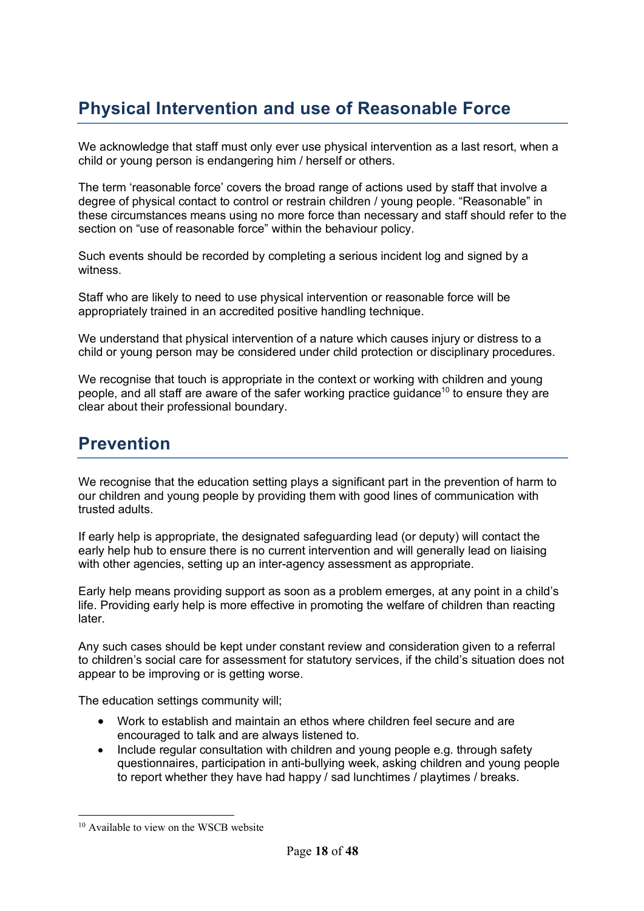## Physical Intervention and use of Reasonable Force

We acknowledge that staff must only ever use physical intervention as a last resort, when a child or young person is endangering him / herself or others.

The term ‘reasonable force’ covers the broad range of actions used by staff that involve a degree of physical contact to control or restrain children / young people. “Reasonable” in these circumstances means using no more force than necessary and staff should refer to the section on “use of reasonable force” within the behaviour policy.

Such events should be recorded by completing a serious incident log and signed by a witness.

Staff who are likely to need to use physical intervention or reasonable force will be appropriately trained in an accredited positive handling technique.

We understand that physical intervention of a nature which causes injury or distress to a child or young person may be considered under child protection or disciplinary procedures.

We recognise that touch is appropriate in the context or working with children and young people, and all staff are aware of the safer working practice guidance[10] to ensure they are clear about their professional boundary.

## Prevention

We recognise that the education setting plays a significant part in the prevention of harm to our children and young people by providing them with good lines of communication with trusted adults.

If early help is appropriate, the designated safeguarding lead (or deputy) will contact the early help hub to ensure there is no current intervention and will generally lead on liaising with other agencies, setting up an inter-agency assessment as appropriate.

Early help means providing support as soon as a problem emerges, at any point in a child’s life. Providing early help is more effective in promoting the welfare of children than reacting later.

Any such cases should be kept under constant review and consideration given to a referral to children’s social care for assessment for statutory services, if the child’s situation does not appear to be improving or is getting worse.

The education settings community will;

- Work to establish and maintain an ethos where children feel secure and are encouraged to talk and are always listened to.
- Include regular consultation with children and young people e.g. through safety questionnaires, participation in anti-bullying week, asking children and young people to report whether they have had happy / sad lunchtimes / playtimes / breaks.

[10] Available to view on the WSCB website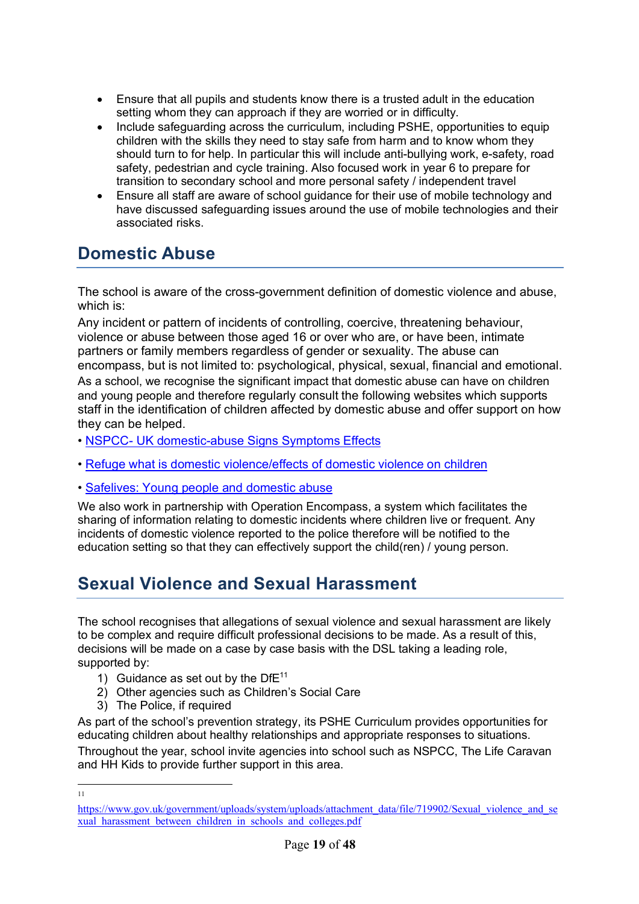- Ensure that all pupils and students know there is a trusted adult in the education setting whom they can approach if they are worried or in difficulty.
- Include safeguarding across the curriculum, including PSHE, opportunities to equip children with the skills they need to stay safe from harm and to know whom they should turn to for help. In particular this will include anti-bullying work, e-safety, road safety, pedestrian and cycle training. Also focused work in year 6 to prepare for transition to secondary school and more personal safety / independent travel
- Ensure all staff are aware of school guidance for their use of mobile technology and have discussed safeguarding issues around the use of mobile technologies and their associated risks.

## Domestic Abuse

The school is aware of the cross-government definition of domestic violence and abuse, which is:

Any incident or pattern of incidents of controlling, coercive, threatening behaviour, violence or abuse between those aged 16 or over who are, or have been, intimate partners or family members regardless of gender or sexuality. The abuse can encompass, but is not limited to: psychological, physical, sexual, financial and emotional.

As a school, we recognise the significant impact that domestic abuse can have on children and young people and therefore regularly consult the following websites which supports staff in the identification of children affected by domestic abuse and offer support on how they can be helped.

- NSPCC- UK domestic-abuse Signs Symptoms Effects
- Refuge what is domestic violence/effects of domestic violence on children
- Safelives: Young people and domestic abuse

We also work in partnership with Operation Encompass, a system which facilitates the sharing of information relating to domestic incidents where children live or frequent. Any incidents of domestic violence reported to the police therefore will be notified to the education setting so that they can effectively support the child(ren) / young person.

## Sexual Violence and Sexual Harassment

The school recognises that allegations of sexual violence and sexual harassment are likely to be complex and require difficult professional decisions to be made. As a result of this, decisions will be made on a case by case basis with the DSL taking a leading role, supported by:

1) Guidance as set out by the DfE[11]
2) Other agencies such as Children's Social Care
3) The Police, if required

As part of the school's prevention strategy, its PSHE Curriculum provides opportunities for educating children about healthy relationships and appropriate responses to situations.

Throughout the year, school invite agencies into school such as NSPCC, The Life Caravan and HH Kids to provide further support in this area.

---

[11] https://www.gov.uk/government/uploads/system/uploads/attachment_data/file/719902/Sexual_violence_and_sexual_harassment_between_children_in_schools_and_colleges.pdf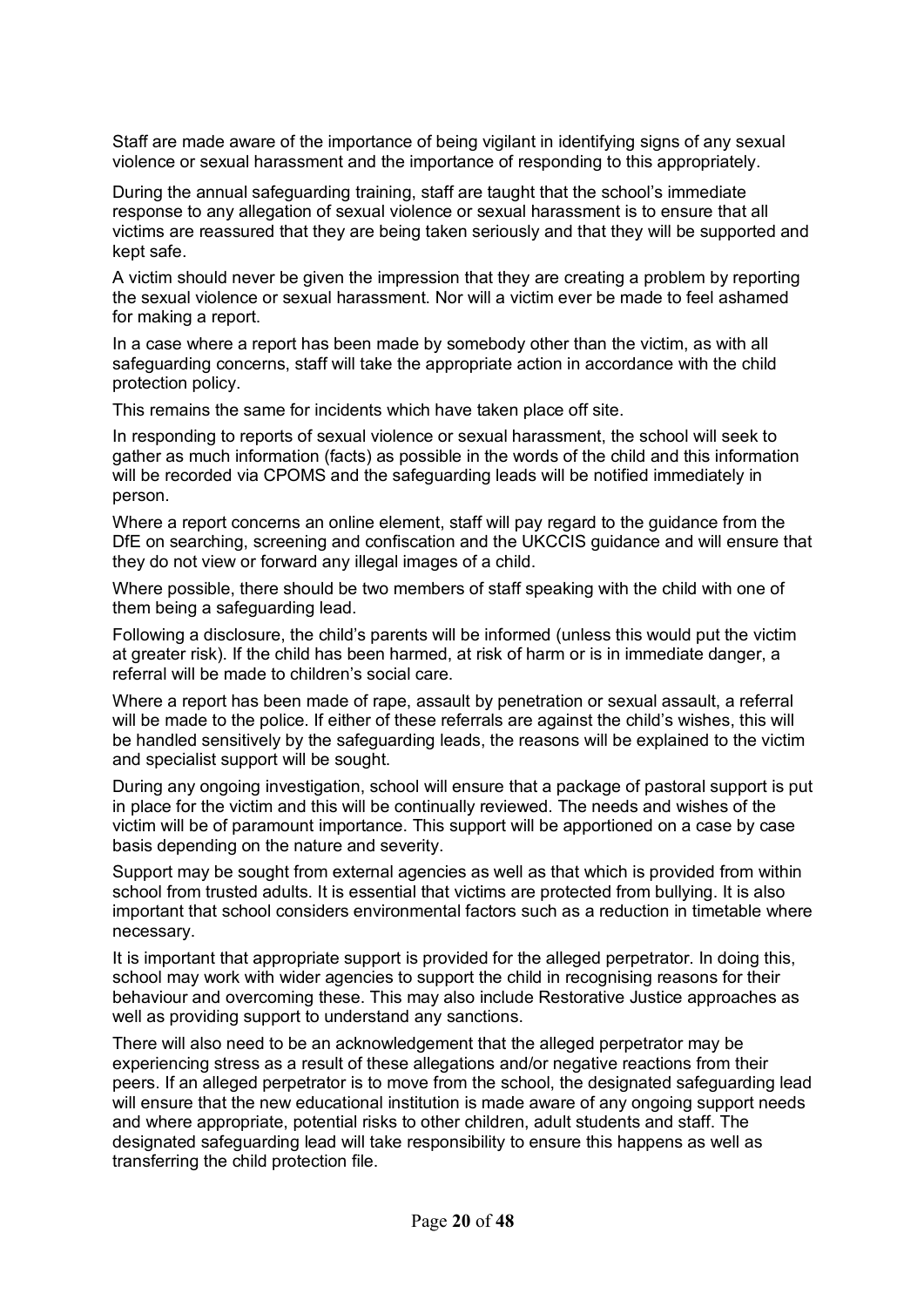Staff are made aware of the importance of being vigilant in identifying signs of any sexual violence or sexual harassment and the importance of responding to this appropriately.

During the annual safeguarding training, staff are taught that the school's immediate response to any allegation of sexual violence or sexual harassment is to ensure that all victims are reassured that they are being taken seriously and that they will be supported and kept safe.

A victim should never be given the impression that they are creating a problem by reporting the sexual violence or sexual harassment. Nor will a victim ever be made to feel ashamed for making a report.

In a case where a report has been made by somebody other than the victim, as with all safeguarding concerns, staff will take the appropriate action in accordance with the child protection policy.

This remains the same for incidents which have taken place off site.

In responding to reports of sexual violence or sexual harassment, the school will seek to gather as much information (facts) as possible in the words of the child and this information will be recorded via CPOMS and the safeguarding leads will be notified immediately in person.

Where a report concerns an online element, staff will pay regard to the guidance from the DfE on searching, screening and confiscation and the UKCCIS guidance and will ensure that they do not view or forward any illegal images of a child.

Where possible, there should be two members of staff speaking with the child with one of them being a safeguarding lead.

Following a disclosure, the child's parents will be informed (unless this would put the victim at greater risk). If the child has been harmed, at risk of harm or is in immediate danger, a referral will be made to children's social care.

Where a report has been made of rape, assault by penetration or sexual assault, a referral will be made to the police. If either of these referrals are against the child's wishes, this will be handled sensitively by the safeguarding leads, the reasons will be explained to the victim and specialist support will be sought.

During any ongoing investigation, school will ensure that a package of pastoral support is put in place for the victim and this will be continually reviewed. The needs and wishes of the victim will be of paramount importance. This support will be apportioned on a case by case basis depending on the nature and severity.

Support may be sought from external agencies as well as that which is provided from within school from trusted adults. It is essential that victims are protected from bullying. It is also important that school considers environmental factors such as a reduction in timetable where necessary.

It is important that appropriate support is provided for the alleged perpetrator. In doing this, school may work with wider agencies to support the child in recognising reasons for their behaviour and overcoming these. This may also include Restorative Justice approaches as well as providing support to understand any sanctions.

There will also need to be an acknowledgement that the alleged perpetrator may be experiencing stress as a result of these allegations and/or negative reactions from their peers. If an alleged perpetrator is to move from the school, the designated safeguarding lead will ensure that the new educational institution is made aware of any ongoing support needs and where appropriate, potential risks to other children, adult students and staff. The designated safeguarding lead will take responsibility to ensure this happens as well as transferring the child protection file.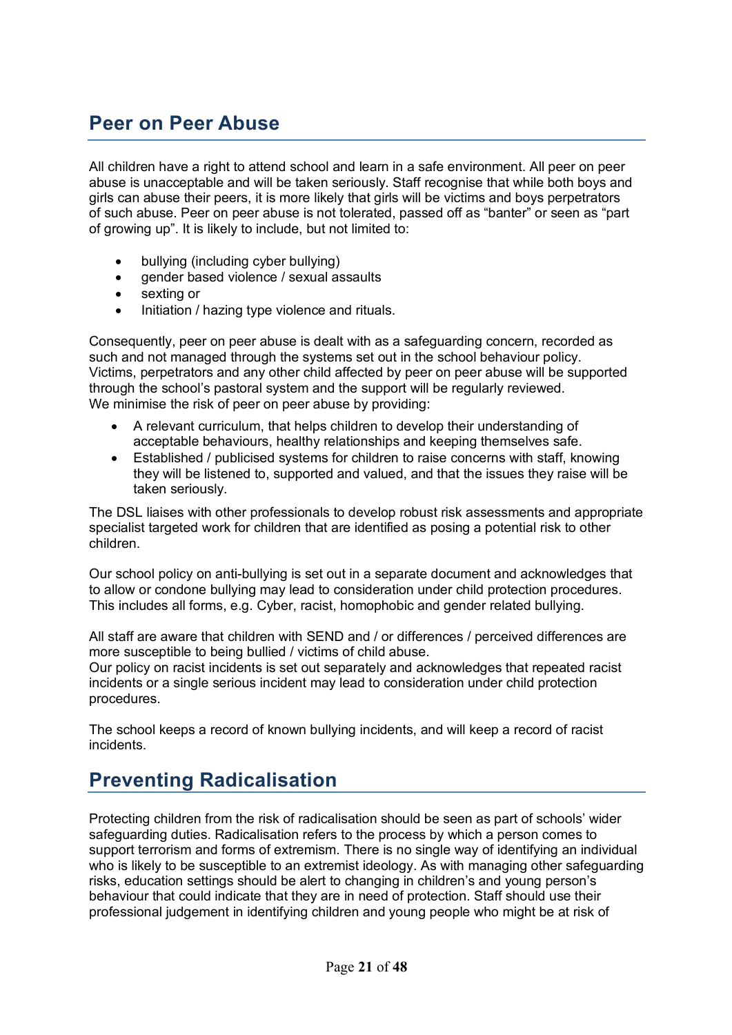## Peer on Peer Abuse

All children have a right to attend school and learn in a safe environment. All peer on peer abuse is unacceptable and will be taken seriously. Staff recognise that while both boys and girls can abuse their peers, it is more likely that girls will be victims and boys perpetrators of such abuse. Peer on peer abuse is not tolerated, passed off as "banter" or seen as "part of growing up". It is likely to include, but not limited to:

- bullying (including cyber bullying)
- gender based violence / sexual assaults
- sexting or
- Initiation / hazing type violence and rituals.

Consequently, peer on peer abuse is dealt with as a safeguarding concern, recorded as such and not managed through the systems set out in the school behaviour policy. Victims, perpetrators and any other child affected by peer on peer abuse will be supported through the school's pastoral system and the support will be regularly reviewed.
We minimise the risk of peer on peer abuse by providing:

- A relevant curriculum, that helps children to develop their understanding of acceptable behaviours, healthy relationships and keeping themselves safe.
- Established / publicised systems for children to raise concerns with staff, knowing they will be listened to, supported and valued, and that the issues they raise will be taken seriously.

The DSL liaises with other professionals to develop robust risk assessments and appropriate specialist targeted work for children that are identified as posing a potential risk to other children.

Our school policy on anti-bullying is set out in a separate document and acknowledges that to allow or condone bullying may lead to consideration under child protection procedures. This includes all forms, e.g. Cyber, racist, homophobic and gender related bullying.

All staff are aware that children with SEND and / or differences / perceived differences are more susceptible to being bullied / victims of child abuse.
Our policy on racist incidents is set out separately and acknowledges that repeated racist incidents or a single serious incident may lead to consideration under child protection procedures.

The school keeps a record of known bullying incidents, and will keep a record of racist incidents.

## Preventing Radicalisation

Protecting children from the risk of radicalisation should be seen as part of schools' wider safeguarding duties. Radicalisation refers to the process by which a person comes to support terrorism and forms of extremism. There is no single way of identifying an individual who is likely to be susceptible to an extremist ideology. As with managing other safeguarding risks, education settings should be alert to changing in children's and young person's behaviour that could indicate that they are in need of protection. Staff should use their professional judgement in identifying children and young people who might be at risk of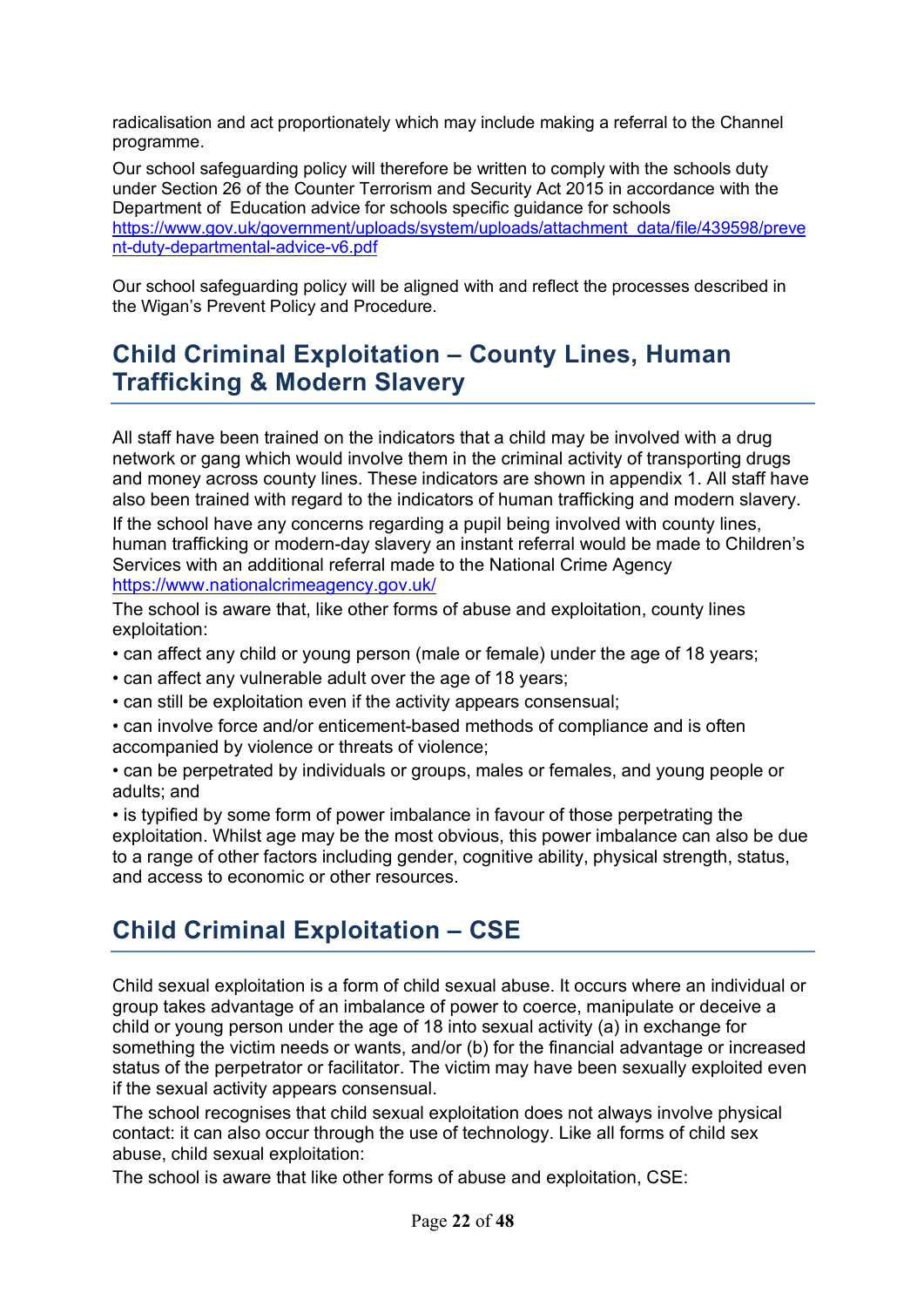radicalisation and act proportionately which may include making a referral to the Channel programme.

Our school safeguarding policy will therefore be written to comply with the schools duty under Section 26 of the Counter Terrorism and Security Act 2015 in accordance with the Department of Education advice for schools specific guidance for schools https://www.gov.uk/government/uploads/system/uploads/attachment_data/file/439598/prevent-duty-departmental-advice-v6.pdf

Our school safeguarding policy will be aligned with and reflect the processes described in the Wigan's Prevent Policy and Procedure.

## Child Criminal Exploitation – County Lines, Human Trafficking & Modern Slavery

All staff have been trained on the indicators that a child may be involved with a drug network or gang which would involve them in the criminal activity of transporting drugs and money across county lines. These indicators are shown in appendix 1. All staff have also been trained with regard to the indicators of human trafficking and modern slavery.

If the school have any concerns regarding a pupil being involved with county lines, human trafficking or modern-day slavery an instant referral would be made to Children's Services with an additional referral made to the National Crime Agency https://www.nationalcrimeagency.gov.uk/

The school is aware that, like other forms of abuse and exploitation, county lines exploitation:

- can affect any child or young person (male or female) under the age of 18 years;
- can affect any vulnerable adult over the age of 18 years;
- can still be exploitation even if the activity appears consensual;
- can involve force and/or enticement-based methods of compliance and is often accompanied by violence or threats of violence;
- can be perpetrated by individuals or groups, males or females, and young people or adults; and
- is typified by some form of power imbalance in favour of those perpetrating the exploitation. Whilst age may be the most obvious, this power imbalance can also be due to a range of other factors including gender, cognitive ability, physical strength, status, and access to economic or other resources.

## Child Criminal Exploitation – CSE

Child sexual exploitation is a form of child sexual abuse. It occurs where an individual or group takes advantage of an imbalance of power to coerce, manipulate or deceive a child or young person under the age of 18 into sexual activity (a) in exchange for something the victim needs or wants, and/or (b) for the financial advantage or increased status of the perpetrator or facilitator. The victim may have been sexually exploited even if the sexual activity appears consensual.

The school recognises that child sexual exploitation does not always involve physical contact: it can also occur through the use of technology. Like all forms of child sex abuse, child sexual exploitation:

The school is aware that like other forms of abuse and exploitation, CSE: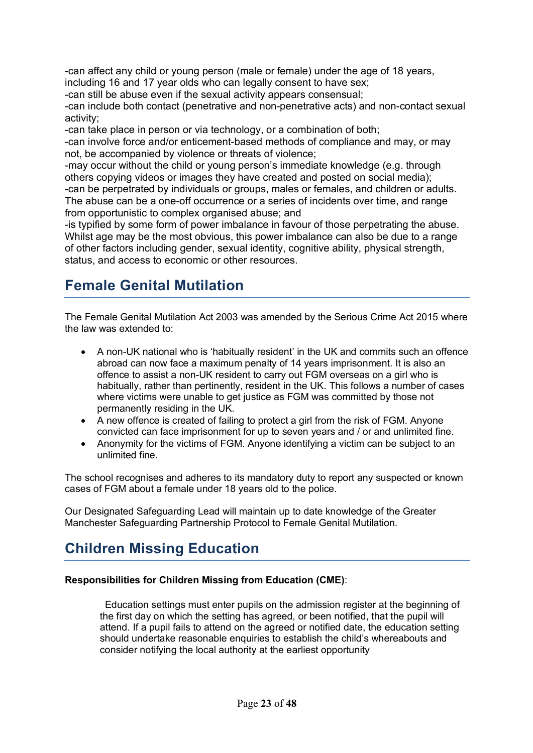-can affect any child or young person (male or female) under the age of 18 years, including 16 and 17 year olds who can legally consent to have sex;
-can still be abuse even if the sexual activity appears consensual;
-can include both contact (penetrative and non-penetrative acts) and non-contact sexual activity;
-can take place in person or via technology, or a combination of both;
-can involve force and/or enticement-based methods of compliance and may, or may not, be accompanied by violence or threats of violence;
-may occur without the child or young person's immediate knowledge (e.g. through others copying videos or images they have created and posted on social media);
-can be perpetrated by individuals or groups, males or females, and children or adults. The abuse can be a one-off occurrence or a series of incidents over time, and range from opportunistic to complex organised abuse; and
-is typified by some form of power imbalance in favour of those perpetrating the abuse. Whilst age may be the most obvious, this power imbalance can also be due to a range of other factors including gender, sexual identity, cognitive ability, physical strength, status, and access to economic or other resources.

## Female Genital Mutilation

The Female Genital Mutilation Act 2003 was amended by the Serious Crime Act 2015 where the law was extended to:

- A non-UK national who is 'habitually resident' in the UK and commits such an offence abroad can now face a maximum penalty of 14 years imprisonment. It is also an offence to assist a non-UK resident to carry out FGM overseas on a girl who is habitually, rather than pertinently, resident in the UK. This follows a number of cases where victims were unable to get justice as FGM was committed by those not permanently residing in the UK.
- A new offence is created of failing to protect a girl from the risk of FGM. Anyone convicted can face imprisonment for up to seven years and / or and unlimited fine.
- Anonymity for the victims of FGM. Anyone identifying a victim can be subject to an unlimited fine.

The school recognises and adheres to its mandatory duty to report any suspected or known cases of FGM about a female under 18 years old to the police.

Our Designated Safeguarding Lead will maintain up to date knowledge of the Greater Manchester Safeguarding Partnership Protocol to Female Genital Mutilation.

## Children Missing Education

**Responsibilities for Children Missing from Education (CME)**:

> Education settings must enter pupils on the admission register at the beginning of the first day on which the setting has agreed, or been notified, that the pupil will attend. If a pupil fails to attend on the agreed or notified date, the education setting should undertake reasonable enquiries to establish the child's whereabouts and consider notifying the local authority at the earliest opportunity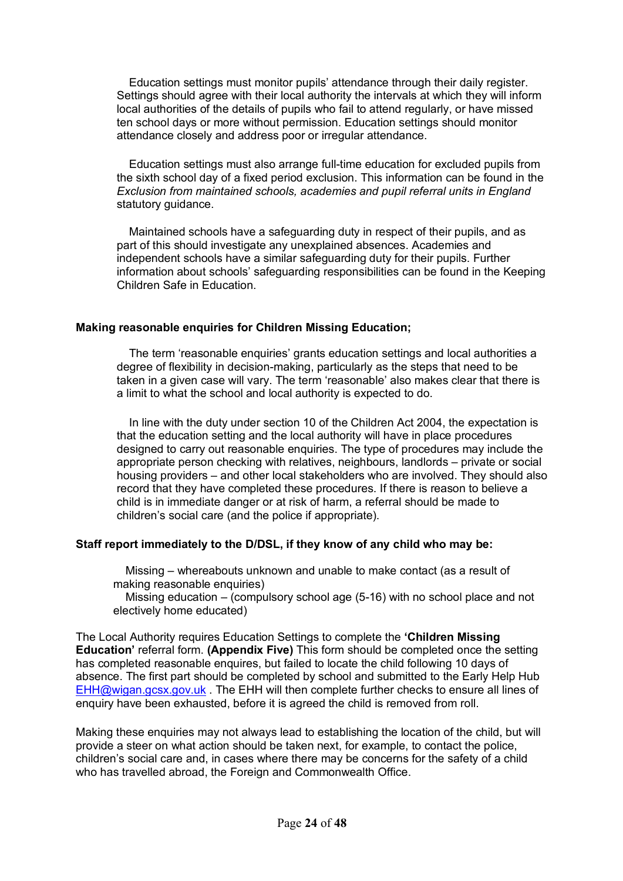Education settings must monitor pupils' attendance through their daily register. Settings should agree with their local authority the intervals at which they will inform local authorities of the details of pupils who fail to attend regularly, or have missed ten school days or more without permission. Education settings should monitor attendance closely and address poor or irregular attendance.

Education settings must also arrange full-time education for excluded pupils from the sixth school day of a fixed period exclusion. This information can be found in the *Exclusion from maintained schools, academies and pupil referral units in England* statutory guidance.

Maintained schools have a safeguarding duty in respect of their pupils, and as part of this should investigate any unexplained absences. Academies and independent schools have a similar safeguarding duty for their pupils. Further information about schools' safeguarding responsibilities can be found in the Keeping Children Safe in Education.

**Making reasonable enquiries for Children Missing Education;**

The term 'reasonable enquiries' grants education settings and local authorities a degree of flexibility in decision-making, particularly as the steps that need to be taken in a given case will vary. The term 'reasonable' also makes clear that there is a limit to what the school and local authority is expected to do.

In line with the duty under section 10 of the Children Act 2004, the expectation is that the education setting and the local authority will have in place procedures designed to carry out reasonable enquiries. The type of procedures may include the appropriate person checking with relatives, neighbours, landlords – private or social housing providers – and other local stakeholders who are involved. They should also record that they have completed these procedures. If there is reason to believe a child is in immediate danger or at risk of harm, a referral should be made to children's social care (and the police if appropriate).

**Staff report immediately to the D/DSL, if they know of any child who may be:**

- Missing – whereabouts unknown and unable to make contact (as a result of making reasonable enquiries)
- Missing education – (compulsory school age (5-16) with no school place and not electively home educated)

The Local Authority requires Education Settings to complete the **'Children Missing Education'** referral form. **(Appendix Five)** This form should be completed once the setting has completed reasonable enquires, but failed to locate the child following 10 days of absence. The first part should be completed by school and submitted to the Early Help Hub EHH@wigan.gcsx.gov.uk . The EHH will then complete further checks to ensure all lines of enquiry have been exhausted, before it is agreed the child is removed from roll.

Making these enquiries may not always lead to establishing the location of the child, but will provide a steer on what action should be taken next, for example, to contact the police, children's social care and, in cases where there may be concerns for the safety of a child who has travelled abroad, the Foreign and Commonwealth Office.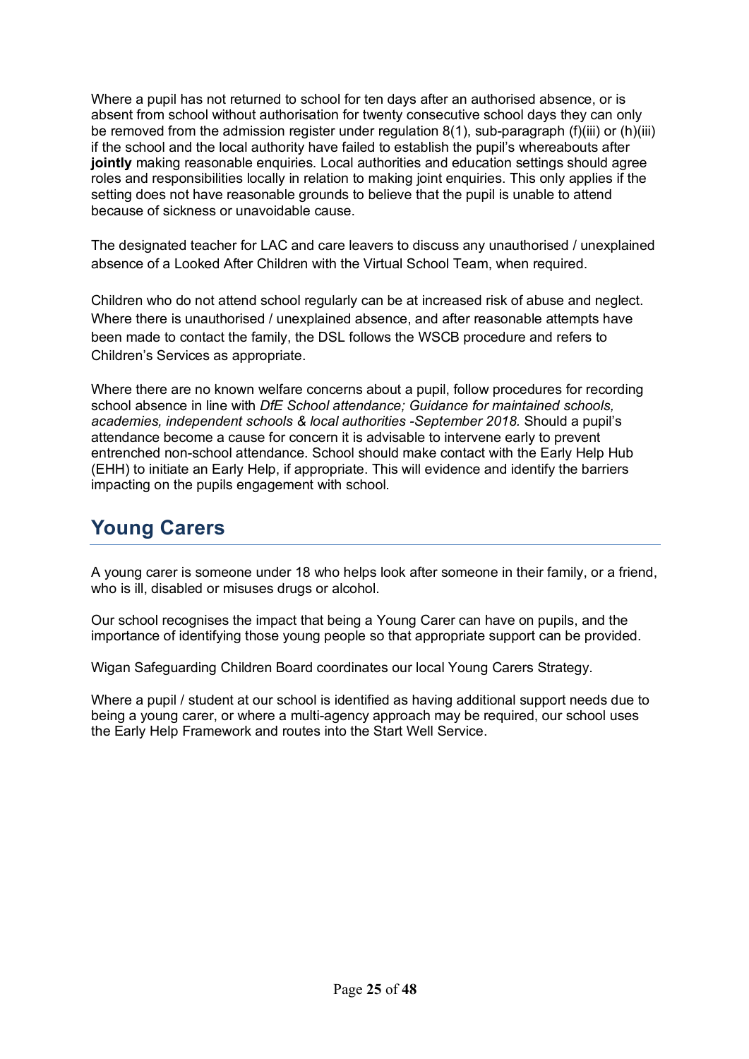Where a pupil has not returned to school for ten days after an authorised absence, or is absent from school without authorisation for twenty consecutive school days they can only be removed from the admission register under regulation 8(1), sub-paragraph (f)(iii) or (h)(iii) if the school and the local authority have failed to establish the pupil's whereabouts after **jointly** making reasonable enquiries. Local authorities and education settings should agree roles and responsibilities locally in relation to making joint enquiries. This only applies if the setting does not have reasonable grounds to believe that the pupil is unable to attend because of sickness or unavoidable cause.

The designated teacher for LAC and care leavers to discuss any unauthorised / unexplained absence of a Looked After Children with the Virtual School Team, when required.

Children who do not attend school regularly can be at increased risk of abuse and neglect. Where there is unauthorised / unexplained absence, and after reasonable attempts have been made to contact the family, the DSL follows the WSCB procedure and refers to Children's Services as appropriate.

Where there are no known welfare concerns about a pupil, follow procedures for recording school absence in line with *DfE School attendance; Guidance for maintained schools, academies, independent schools & local authorities -September 2018.* Should a pupil's attendance become a cause for concern it is advisable to intervene early to prevent entrenched non-school attendance. School should make contact with the Early Help Hub (EHH) to initiate an Early Help, if appropriate. This will evidence and identify the barriers impacting on the pupils engagement with school.

## Young Carers

A young carer is someone under 18 who helps look after someone in their family, or a friend, who is ill, disabled or misuses drugs or alcohol.

Our school recognises the impact that being a Young Carer can have on pupils, and the importance of identifying those young people so that appropriate support can be provided.

Wigan Safeguarding Children Board coordinates our local Young Carers Strategy.

Where a pupil / student at our school is identified as having additional support needs due to being a young carer, or where a multi-agency approach may be required, our school uses the Early Help Framework and routes into the Start Well Service.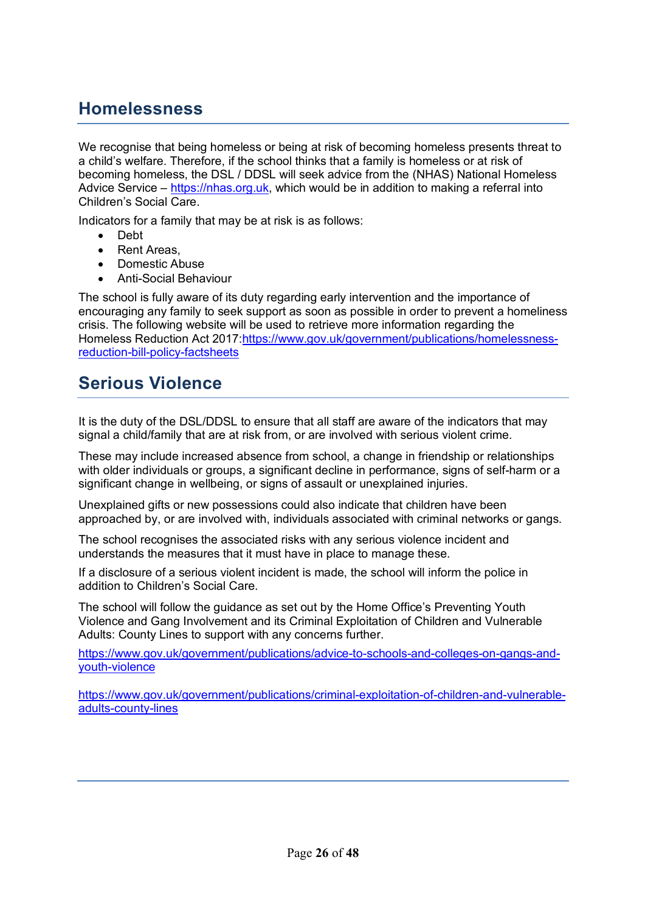## Homelessness

We recognise that being homeless or being at risk of becoming homeless presents threat to a child's welfare. Therefore, if the school thinks that a family is homeless or at risk of becoming homeless, the DSL / DDSL will seek advice from the (NHAS) National Homeless Advice Service – https://nhas.org.uk, which would be in addition to making a referral into Children's Social Care.

Indicators for a family that may be at risk is as follows:

- Debt
- Rent Areas,
- Domestic Abuse
- Anti-Social Behaviour

The school is fully aware of its duty regarding early intervention and the importance of encouraging any family to seek support as soon as possible in order to prevent a homeliness crisis. The following website will be used to retrieve more information regarding the Homeless Reduction Act 2017:https://www.gov.uk/government/publications/homelessness-reduction-bill-policy-factsheets

## Serious Violence

It is the duty of the DSL/DDSL to ensure that all staff are aware of the indicators that may signal a child/family that are at risk from, or are involved with serious violent crime.

These may include increased absence from school, a change in friendship or relationships with older individuals or groups, a significant decline in performance, signs of self-harm or a significant change in wellbeing, or signs of assault or unexplained injuries.

Unexplained gifts or new possessions could also indicate that children have been approached by, or are involved with, individuals associated with criminal networks or gangs.

The school recognises the associated risks with any serious violence incident and understands the measures that it must have in place to manage these.

If a disclosure of a serious violent incident is made, the school will inform the police in addition to Children's Social Care.

The school will follow the guidance as set out by the Home Office's Preventing Youth Violence and Gang Involvement and its Criminal Exploitation of Children and Vulnerable Adults: County Lines to support with any concerns further.

https://www.gov.uk/government/publications/advice-to-schools-and-colleges-on-gangs-and-youth-violence

https://www.gov.uk/government/publications/criminal-exploitation-of-children-and-vulnerable-adults-county-lines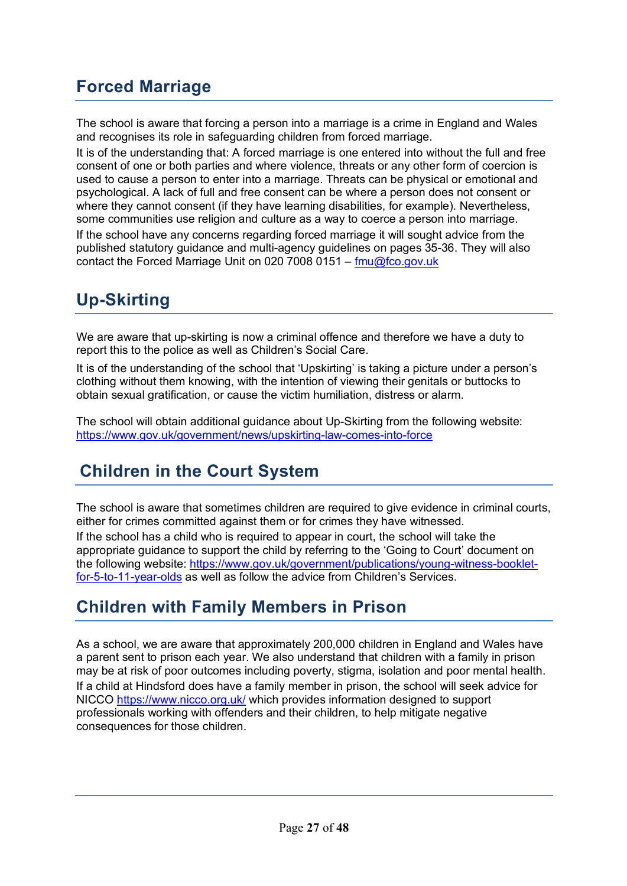## Forced Marriage

The school is aware that forcing a person into a marriage is a crime in England and Wales and recognises its role in safeguarding children from forced marriage.

It is of the understanding that: A forced marriage is one entered into without the full and free consent of one or both parties and where violence, threats or any other form of coercion is used to cause a person to enter into a marriage. Threats can be physical or emotional and psychological. A lack of full and free consent can be where a person does not consent or where they cannot consent (if they have learning disabilities, for example). Nevertheless, some communities use religion and culture as a way to coerce a person into marriage.

If the school have any concerns regarding forced marriage it will sought advice from the published statutory guidance and multi-agency guidelines on pages 35-36. They will also contact the Forced Marriage Unit on 020 7008 0151 – [fmu@fco.gov.uk](mailto:fmu@fco.gov.uk)

## Up-Skirting

We are aware that up-skirting is now a criminal offence and therefore we have a duty to report this to the police as well as Children's Social Care.

It is of the understanding of the school that 'Upskirting' is taking a picture under a person's clothing without them knowing, with the intention of viewing their genitals or buttocks to obtain sexual gratification, or cause the victim humiliation, distress or alarm.

The school will obtain additional guidance about Up-Skirting from the following website: [https://www.gov.uk/government/news/upskirting-law-comes-into-force](https://www.gov.uk/government/news/upskirting-law-comes-into-force)

## Children in the Court System

The school is aware that sometimes children are required to give evidence in criminal courts, either for crimes committed against them or for crimes they have witnessed.

If the school has a child who is required to appear in court, the school will take the appropriate guidance to support the child by referring to the 'Going to Court' document on the following website: [https://www.gov.uk/government/publications/young-witness-booklet-for-5-to-11-year-olds](https://www.gov.uk/government/publications/young-witness-booklet-for-5-to-11-year-olds) as well as follow the advice from Children's Services.

## Children with Family Members in Prison

As a school, we are aware that approximately 200,000 children in England and Wales have a parent sent to prison each year. We also understand that children with a family in prison may be at risk of poor outcomes including poverty, stigma, isolation and poor mental health.

If a child at Hindsford does have a family member in prison, the school will seek advice for NICCO [https://www.nicco.org.uk/](https://www.nicco.org.uk/) which provides information designed to support professionals working with offenders and their children, to help mitigate negative consequences for those children.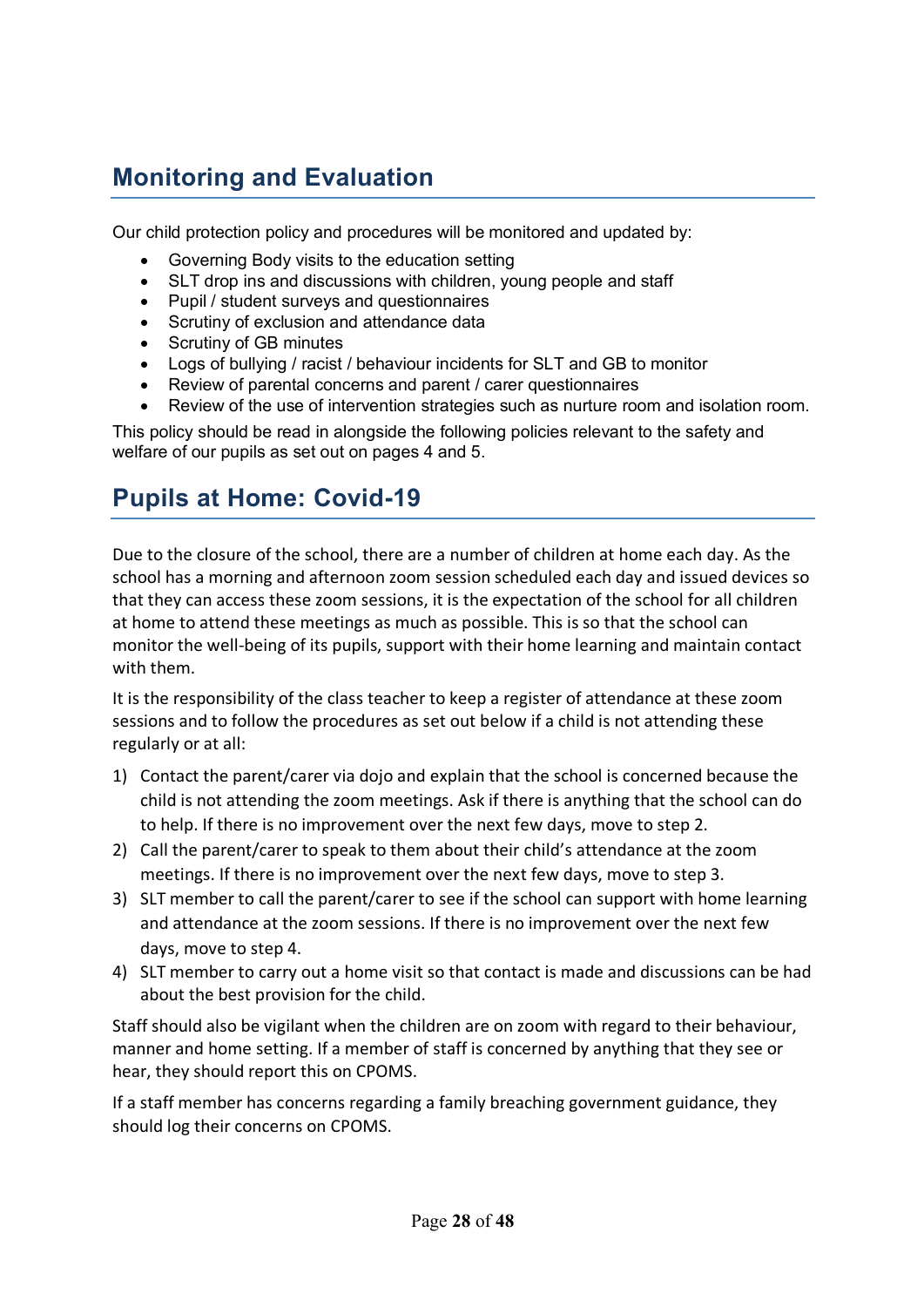## Monitoring and Evaluation

Our child protection policy and procedures will be monitored and updated by:

- Governing Body visits to the education setting
- SLT drop ins and discussions with children, young people and staff
- Pupil / student surveys and questionnaires
- Scrutiny of exclusion and attendance data
- Scrutiny of GB minutes
- Logs of bullying / racist / behaviour incidents for SLT and GB to monitor
- Review of parental concerns and parent / carer questionnaires
- Review of the use of intervention strategies such as nurture room and isolation room.

This policy should be read in alongside the following policies relevant to the safety and welfare of our pupils as set out on pages 4 and 5.

## Pupils at Home: Covid-19

Due to the closure of the school, there are a number of children at home each day. As the school has a morning and afternoon zoom session scheduled each day and issued devices so that they can access these zoom sessions, it is the expectation of the school for all children at home to attend these meetings as much as possible. This is so that the school can monitor the well-being of its pupils, support with their home learning and maintain contact with them.

It is the responsibility of the class teacher to keep a register of attendance at these zoom sessions and to follow the procedures as set out below if a child is not attending these regularly or at all:

1) Contact the parent/carer via dojo and explain that the school is concerned because the child is not attending the zoom meetings. Ask if there is anything that the school can do to help. If there is no improvement over the next few days, move to step 2.
2) Call the parent/carer to speak to them about their child's attendance at the zoom meetings. If there is no improvement over the next few days, move to step 3.
3) SLT member to call the parent/carer to see if the school can support with home learning and attendance at the zoom sessions. If there is no improvement over the next few days, move to step 4.
4) SLT member to carry out a home visit so that contact is made and discussions can be had about the best provision for the child.

Staff should also be vigilant when the children are on zoom with regard to their behaviour, manner and home setting. If a member of staff is concerned by anything that they see or hear, they should report this on CPOMS.

If a staff member has concerns regarding a family breaching government guidance, they should log their concerns on CPOMS.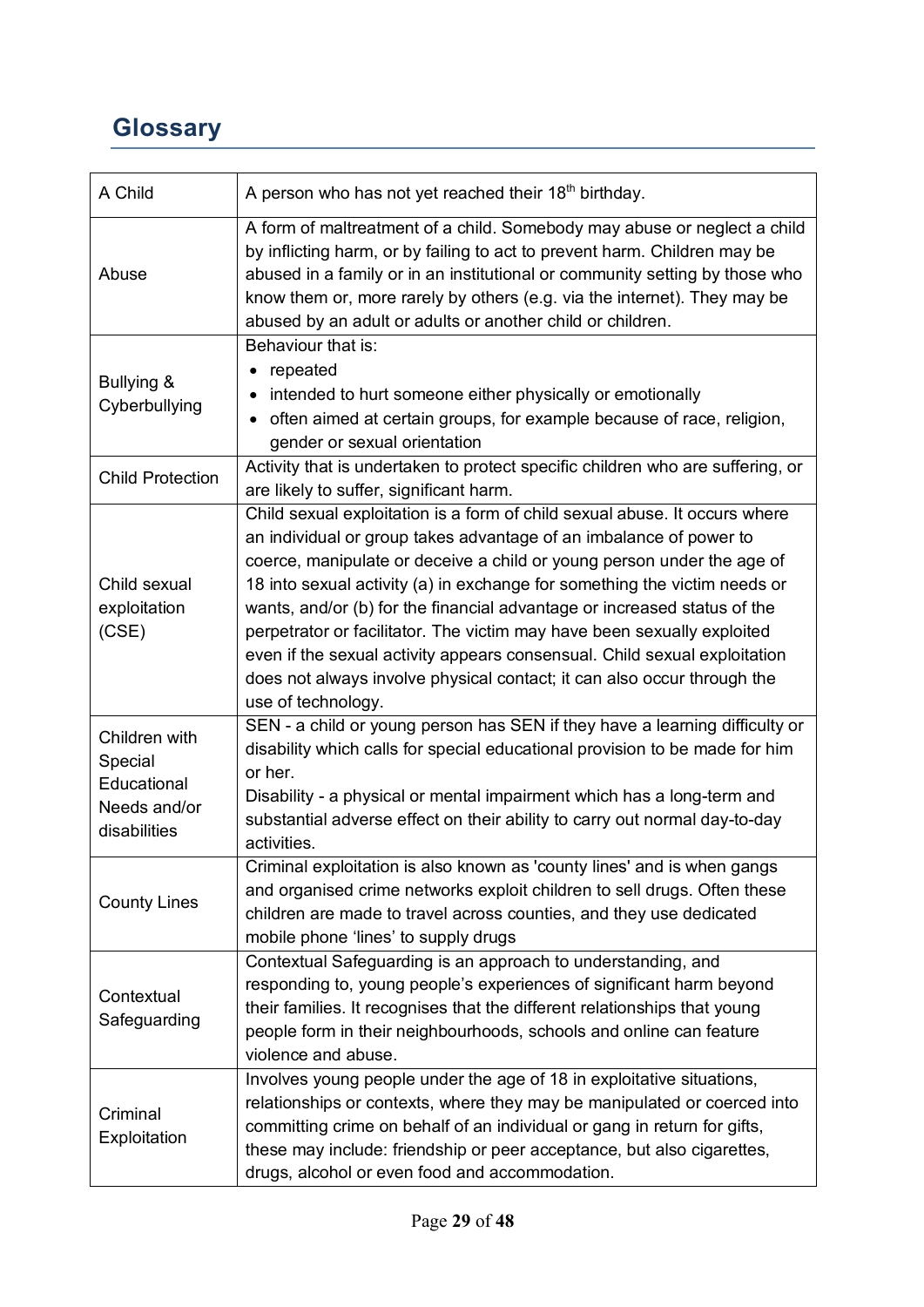## Glossary

| | |
|---|---|
| A Child | A person who has not yet reached their 18th birthday. |
| Abuse | A form of maltreatment of a child. Somebody may abuse or neglect a child by inflicting harm, or by failing to act to prevent harm. Children may be abused in a family or in an institutional or community setting by those who know them or, more rarely by others (e.g. via the internet). They may be abused by an adult or adults or another child or children. |
| Bullying & Cyberbullying | Behaviour that is:<br>• repeated<br>• intended to hurt someone either physically or emotionally<br>• often aimed at certain groups, for example because of race, religion, gender or sexual orientation |
| Child Protection | Activity that is undertaken to protect specific children who are suffering, or are likely to suffer, significant harm. |
| Child sexual exploitation (CSE) | Child sexual exploitation is a form of child sexual abuse. It occurs where an individual or group takes advantage of an imbalance of power to coerce, manipulate or deceive a child or young person under the age of 18 into sexual activity (a) in exchange for something the victim needs or wants, and/or (b) for the financial advantage or increased status of the perpetrator or facilitator. The victim may have been sexually exploited even if the sexual activity appears consensual. Child sexual exploitation does not always involve physical contact; it can also occur through the use of technology. |
| Children with Special Educational Needs and/or disabilities | SEN - a child or young person has SEN if they have a learning difficulty or disability which calls for special educational provision to be made for him or her.<br>Disability - a physical or mental impairment which has a long-term and substantial adverse effect on their ability to carry out normal day-to-day activities. |
| County Lines | Criminal exploitation is also known as 'county lines' and is when gangs and organised crime networks exploit children to sell drugs. Often these children are made to travel across counties, and they use dedicated mobile phone 'lines' to supply drugs |
| Contextual Safeguarding | Contextual Safeguarding is an approach to understanding, and responding to, young people's experiences of significant harm beyond their families. It recognises that the different relationships that young people form in their neighbourhoods, schools and online can feature violence and abuse. |
| Criminal Exploitation | Involves young people under the age of 18 in exploitative situations, relationships or contexts, where they may be manipulated or coerced into committing crime on behalf of an individual or gang in return for gifts, these may include: friendship or peer acceptance, but also cigarettes, drugs, alcohol or even food and accommodation. |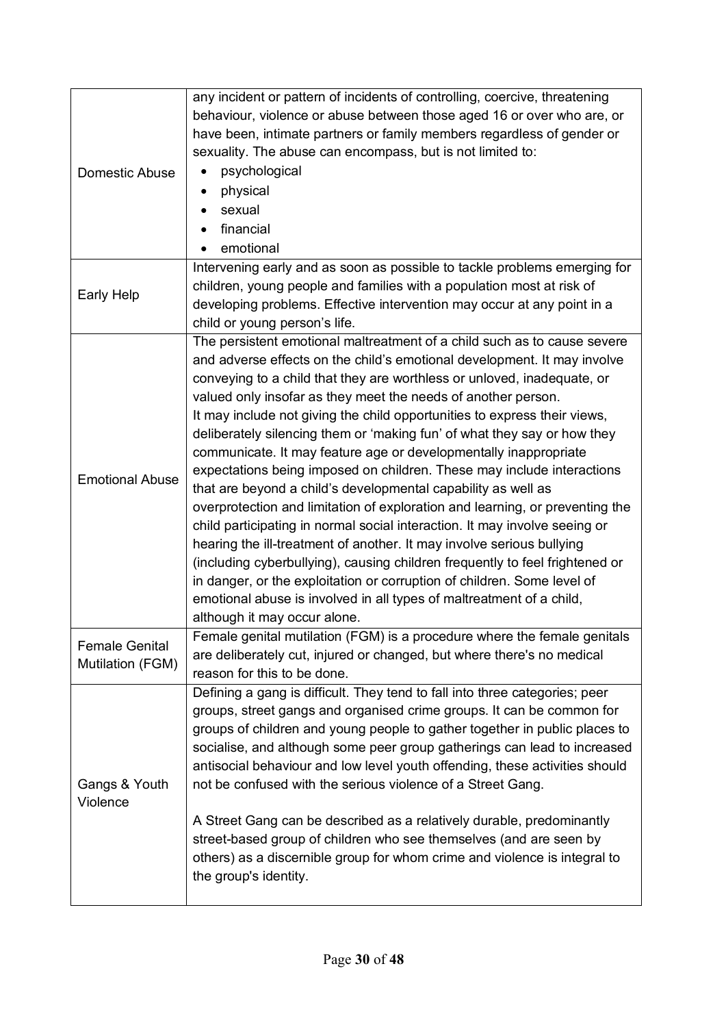| | |
|---|---|
| Domestic Abuse | any incident or pattern of incidents of controlling, coercive, threatening behaviour, violence or abuse between those aged 16 or over who are, or have been, intimate partners or family members regardless of gender or sexuality. The abuse can encompass, but is not limited to:<br>• psychological<br>• physical<br>• sexual<br>• financial<br>• emotional |
| Early Help | Intervening early and as soon as possible to tackle problems emerging for children, young people and families with a population most at risk of developing problems. Effective intervention may occur at any point in a child or young person's life. |
| Emotional Abuse | The persistent emotional maltreatment of a child such as to cause severe and adverse effects on the child's emotional development. It may involve conveying to a child that they are worthless or unloved, inadequate, or valued only insofar as they meet the needs of another person.<br>It may include not giving the child opportunities to express their views, deliberately silencing them or 'making fun' of what they say or how they communicate. It may feature age or developmentally inappropriate expectations being imposed on children. These may include interactions that are beyond a child's developmental capability as well as overprotection and limitation of exploration and learning, or preventing the child participating in normal social interaction. It may involve seeing or hearing the ill-treatment of another. It may involve serious bullying (including cyberbullying), causing children frequently to feel frightened or in danger, or the exploitation or corruption of children. Some level of emotional abuse is involved in all types of maltreatment of a child, although it may occur alone. |
| Female Genital Mutilation (FGM) | Female genital mutilation (FGM) is a procedure where the female genitals are deliberately cut, injured or changed, but where there's no medical reason for this to be done. |
| Gangs & Youth Violence | Defining a gang is difficult. They tend to fall into three categories; peer groups, street gangs and organised crime groups. It can be common for groups of children and young people to gather together in public places to socialise, and although some peer group gatherings can lead to increased antisocial behaviour and low level youth offending, these activities should not be confused with the serious violence of a Street Gang.<br><br>A Street Gang can be described as a relatively durable, predominantly street-based group of children who see themselves (and are seen by others) as a discernible group for whom crime and violence is integral to the group's identity. |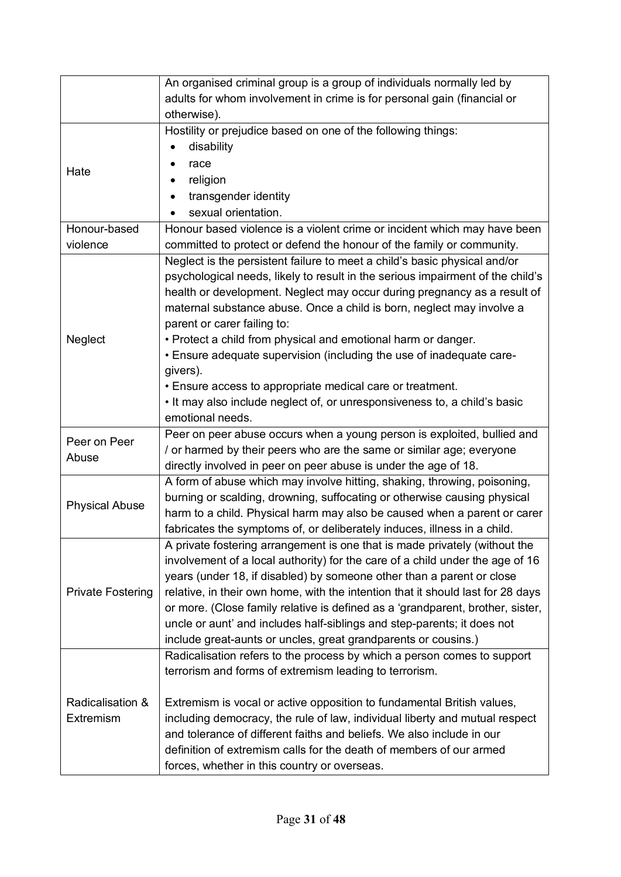| | |
|---|---|
| | An organised criminal group is a group of individuals normally led by adults for whom involvement in crime is for personal gain (financial or otherwise). |
| Hate | Hostility or prejudice based on one of the following things:<br>• disability<br>• race<br>• religion<br>• transgender identity<br>• sexual orientation. |
| Honour-based violence | Honour based violence is a violent crime or incident which may have been committed to protect or defend the honour of the family or community. |
| Neglect | Neglect is the persistent failure to meet a child's basic physical and/or psychological needs, likely to result in the serious impairment of the child's health or development. Neglect may occur during pregnancy as a result of maternal substance abuse. Once a child is born, neglect may involve a parent or carer failing to:<br>• Protect a child from physical and emotional harm or danger.<br>• Ensure adequate supervision (including the use of inadequate care-givers).<br>• Ensure access to appropriate medical care or treatment.<br>• It may also include neglect of, or unresponsiveness to, a child's basic emotional needs. |
| Peer on Peer Abuse | Peer on peer abuse occurs when a young person is exploited, bullied and / or harmed by their peers who are the same or similar age; everyone directly involved in peer on peer abuse is under the age of 18. |
| Physical Abuse | A form of abuse which may involve hitting, shaking, throwing, poisoning, burning or scalding, drowning, suffocating or otherwise causing physical harm to a child. Physical harm may also be caused when a parent or carer fabricates the symptoms of, or deliberately induces, illness in a child. |
| Private Fostering | A private fostering arrangement is one that is made privately (without the involvement of a local authority) for the care of a child under the age of 16 years (under 18, if disabled) by someone other than a parent or close relative, in their own home, with the intention that it should last for 28 days or more. (Close family relative is defined as a 'grandparent, brother, sister, uncle or aunt' and includes half-siblings and step-parents; it does not include great-aunts or uncles, great grandparents or cousins.) |
| Radicalisation & Extremism | Radicalisation refers to the process by which a person comes to support terrorism and forms of extremism leading to terrorism.<br><br>Extremism is vocal or active opposition to fundamental British values, including democracy, the rule of law, individual liberty and mutual respect and tolerance of different faiths and beliefs. We also include in our definition of extremism calls for the death of members of our armed forces, whether in this country or overseas. |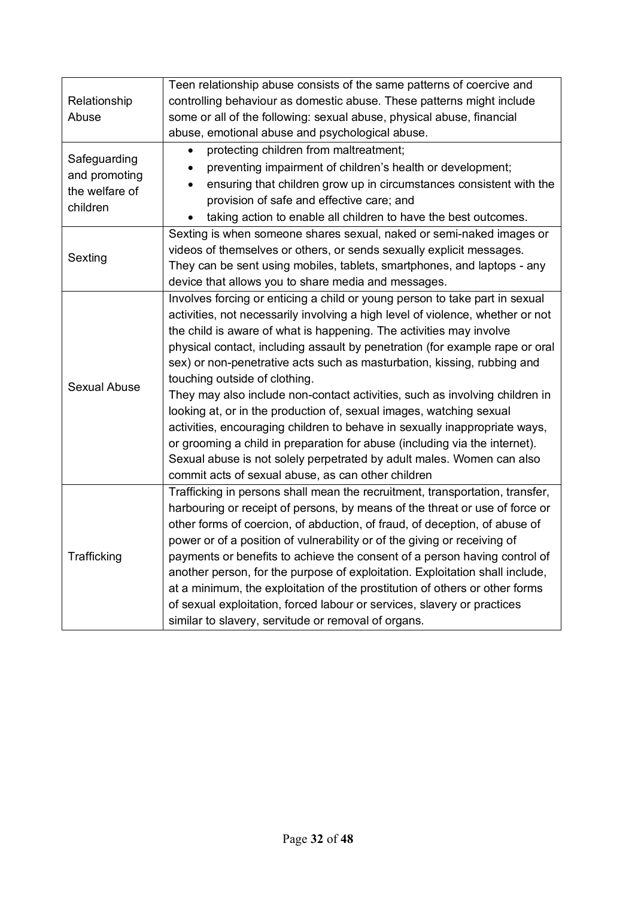| | |
|---|---|
| Relationship Abuse | Teen relationship abuse consists of the same patterns of coercive and controlling behaviour as domestic abuse. These patterns might include some or all of the following: sexual abuse, physical abuse, financial abuse, emotional abuse and psychological abuse. |
| Safeguarding and promoting the welfare of children | • protecting children from maltreatment;<br>• preventing impairment of children's health or development;<br>• ensuring that children grow up in circumstances consistent with the provision of safe and effective care; and<br>• taking action to enable all children to have the best outcomes. |
| Sexting | Sexting is when someone shares sexual, naked or semi-naked images or videos of themselves or others, or sends sexually explicit messages. They can be sent using mobiles, tablets, smartphones, and laptops - any device that allows you to share media and messages. |
| Sexual Abuse | Involves forcing or enticing a child or young person to take part in sexual activities, not necessarily involving a high level of violence, whether or not the child is aware of what is happening. The activities may involve physical contact, including assault by penetration (for example rape or oral sex) or non-penetrative acts such as masturbation, kissing, rubbing and touching outside of clothing.<br>They may also include non-contact activities, such as involving children in looking at, or in the production of, sexual images, watching sexual activities, encouraging children to behave in sexually inappropriate ways, or grooming a child in preparation for abuse (including via the internet). Sexual abuse is not solely perpetrated by adult males. Women can also commit acts of sexual abuse, as can other children |
| Trafficking | Trafficking in persons shall mean the recruitment, transportation, transfer, harbouring or receipt of persons, by means of the threat or use of force or other forms of coercion, of abduction, of fraud, of deception, of abuse of power or of a position of vulnerability or of the giving or receiving of payments or benefits to achieve the consent of a person having control of another person, for the purpose of exploitation. Exploitation shall include, at a minimum, the exploitation of the prostitution of others or other forms of sexual exploitation, forced labour or services, slavery or practices similar to slavery, servitude or removal of organs. |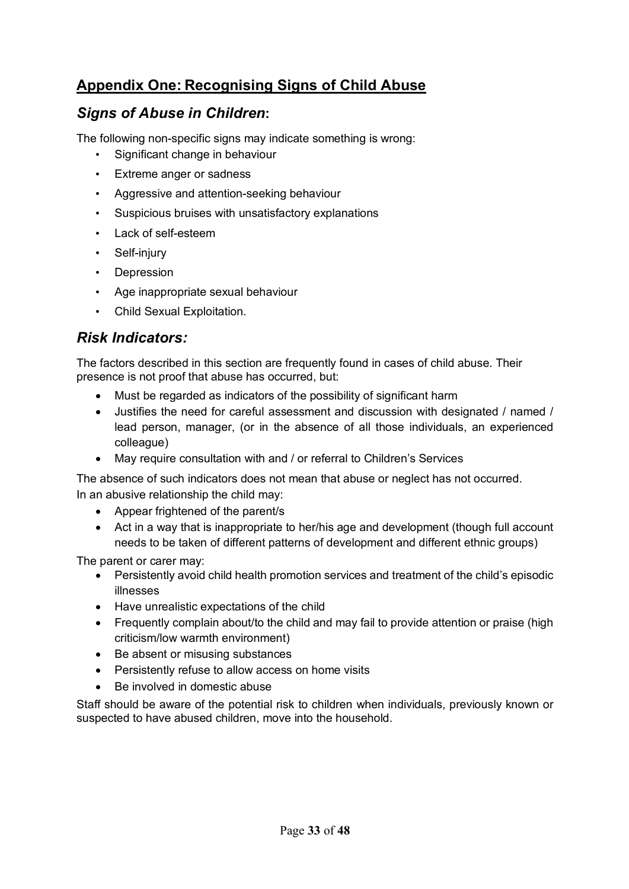## Appendix One: Recognising Signs of Child Abuse

### *Signs of Abuse in Children*:

The following non-specific signs may indicate something is wrong:

- Significant change in behaviour
- Extreme anger or sadness
- Aggressive and attention-seeking behaviour
- Suspicious bruises with unsatisfactory explanations
- Lack of self-esteem
- Self-injury
- Depression
- Age inappropriate sexual behaviour
- Child Sexual Exploitation.

### *Risk Indicators:*

The factors described in this section are frequently found in cases of child abuse. Their presence is not proof that abuse has occurred, but:

- Must be regarded as indicators of the possibility of significant harm
- Justifies the need for careful assessment and discussion with designated / named / lead person, manager, (or in the absence of all those individuals, an experienced colleague)
- May require consultation with and / or referral to Children's Services

The absence of such indicators does not mean that abuse or neglect has not occurred.

In an abusive relationship the child may:

- Appear frightened of the parent/s
- Act in a way that is inappropriate to her/his age and development (though full account needs to be taken of different patterns of development and different ethnic groups)

The parent or carer may:

- Persistently avoid child health promotion services and treatment of the child's episodic illnesses
- Have unrealistic expectations of the child
- Frequently complain about/to the child and may fail to provide attention or praise (high criticism/low warmth environment)
- Be absent or misusing substances
- Persistently refuse to allow access on home visits
- Be involved in domestic abuse

Staff should be aware of the potential risk to children when individuals, previously known or suspected to have abused children, move into the household.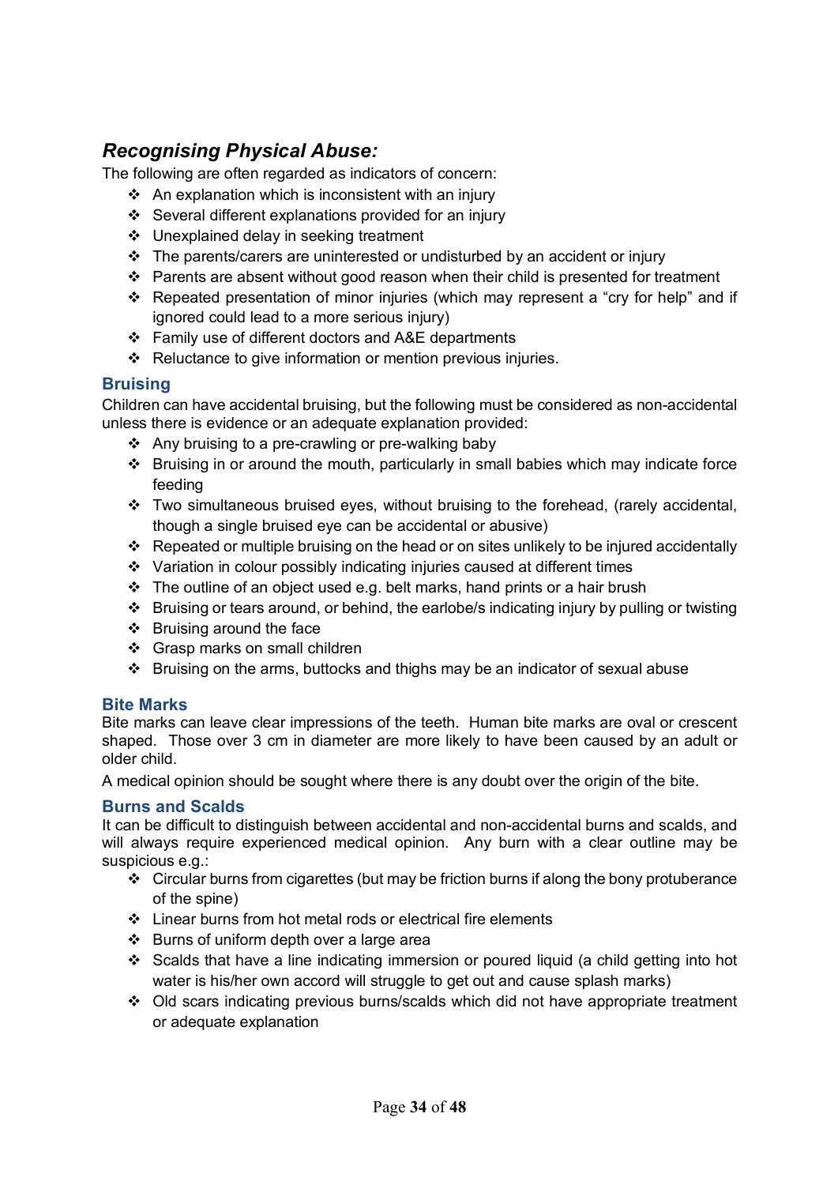## *Recognising Physical Abuse:*

The following are often regarded as indicators of concern:

- An explanation which is inconsistent with an injury
- Several different explanations provided for an injury
- Unexplained delay in seeking treatment
- The parents/carers are uninterested or undisturbed by an accident or injury
- Parents are absent without good reason when their child is presented for treatment
- Repeated presentation of minor injuries (which may represent a “cry for help” and if ignored could lead to a more serious injury)
- Family use of different doctors and A&E departments
- Reluctance to give information or mention previous injuries.

### Bruising

Children can have accidental bruising, but the following must be considered as non-accidental unless there is evidence or an adequate explanation provided:

- Any bruising to a pre-crawling or pre-walking baby
- Bruising in or around the mouth, particularly in small babies which may indicate force feeding
- Two simultaneous bruised eyes, without bruising to the forehead, (rarely accidental, though a single bruised eye can be accidental or abusive)
- Repeated or multiple bruising on the head or on sites unlikely to be injured accidentally
- Variation in colour possibly indicating injuries caused at different times
- The outline of an object used e.g. belt marks, hand prints or a hair brush
- Bruising or tears around, or behind, the earlobe/s indicating injury by pulling or twisting
- Bruising around the face
- Grasp marks on small children
- Bruising on the arms, buttocks and thighs may be an indicator of sexual abuse

### Bite Marks

Bite marks can leave clear impressions of the teeth. Human bite marks are oval or crescent shaped. Those over 3 cm in diameter are more likely to have been caused by an adult or older child.

A medical opinion should be sought where there is any doubt over the origin of the bite.

### Burns and Scalds

It can be difficult to distinguish between accidental and non-accidental burns and scalds, and will always require experienced medical opinion. Any burn with a clear outline may be suspicious e.g.:

- Circular burns from cigarettes (but may be friction burns if along the bony protuberance of the spine)
- Linear burns from hot metal rods or electrical fire elements
- Burns of uniform depth over a large area
- Scalds that have a line indicating immersion or poured liquid (a child getting into hot water is his/her own accord will struggle to get out and cause splash marks)
- Old scars indicating previous burns/scalds which did not have appropriate treatment or adequate explanation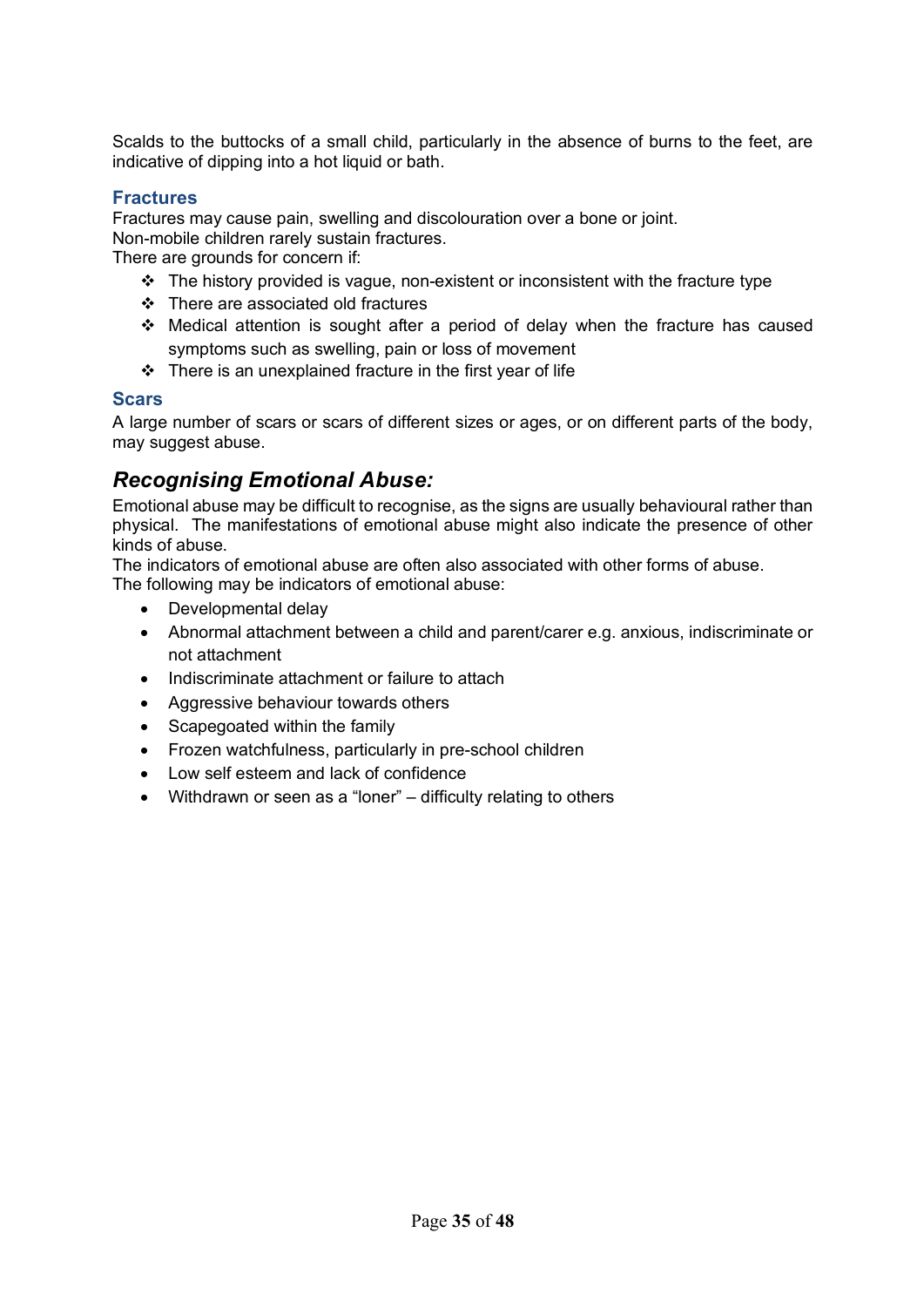Scalds to the buttocks of a small child, particularly in the absence of burns to the feet, are indicative of dipping into a hot liquid or bath.

### Fractures

Fractures may cause pain, swelling and discolouration over a bone or joint.
Non-mobile children rarely sustain fractures.
There are grounds for concern if:

- The history provided is vague, non-existent or inconsistent with the fracture type
- There are associated old fractures
- Medical attention is sought after a period of delay when the fracture has caused symptoms such as swelling, pain or loss of movement
- There is an unexplained fracture in the first year of life

### Scars

A large number of scars or scars of different sizes or ages, or on different parts of the body, may suggest abuse.

## *Recognising Emotional Abuse:*

Emotional abuse may be difficult to recognise, as the signs are usually behavioural rather than physical. The manifestations of emotional abuse might also indicate the presence of other kinds of abuse.
The indicators of emotional abuse are often also associated with other forms of abuse.
The following may be indicators of emotional abuse:

- Developmental delay
- Abnormal attachment between a child and parent/carer e.g. anxious, indiscriminate or not attachment
- Indiscriminate attachment or failure to attach
- Aggressive behaviour towards others
- Scapegoated within the family
- Frozen watchfulness, particularly in pre-school children
- Low self esteem and lack of confidence
- Withdrawn or seen as a "loner" – difficulty relating to others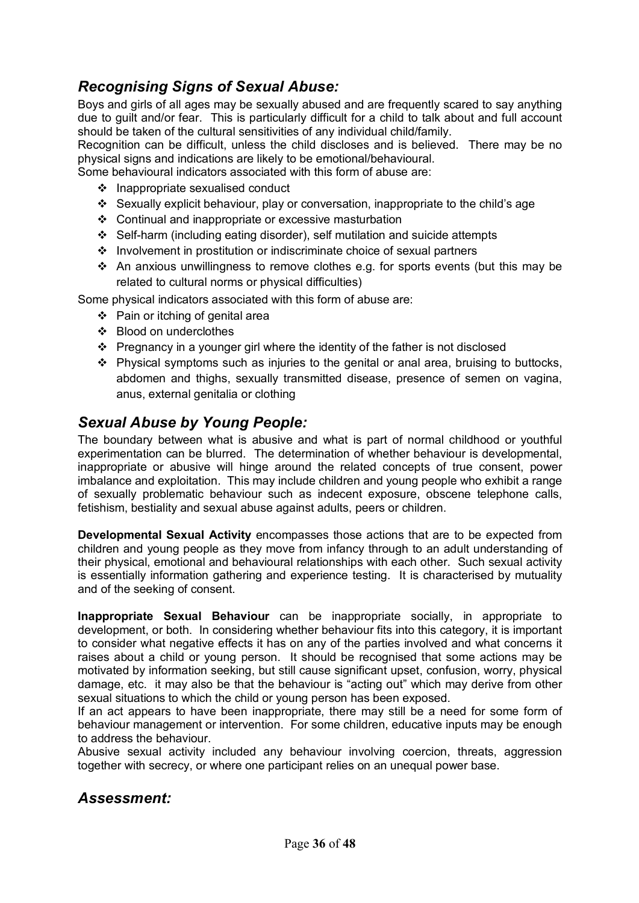## *Recognising Signs of Sexual Abuse:*

Boys and girls of all ages may be sexually abused and are frequently scared to say anything due to guilt and/or fear. This is particularly difficult for a child to talk about and full account should be taken of the cultural sensitivities of any individual child/family.

Recognition can be difficult, unless the child discloses and is believed. There may be no physical signs and indications are likely to be emotional/behavioural.

Some behavioural indicators associated with this form of abuse are:

- Inappropriate sexualised conduct
- Sexually explicit behaviour, play or conversation, inappropriate to the child's age
- Continual and inappropriate or excessive masturbation
- Self-harm (including eating disorder), self mutilation and suicide attempts
- Involvement in prostitution or indiscriminate choice of sexual partners
- An anxious unwillingness to remove clothes e.g. for sports events (but this may be related to cultural norms or physical difficulties)

Some physical indicators associated with this form of abuse are:

- Pain or itching of genital area
- Blood on underclothes
- Pregnancy in a younger girl where the identity of the father is not disclosed
- Physical symptoms such as injuries to the genital or anal area, bruising to buttocks, abdomen and thighs, sexually transmitted disease, presence of semen on vagina, anus, external genitalia or clothing

## *Sexual Abuse by Young People:*

The boundary between what is abusive and what is part of normal childhood or youthful experimentation can be blurred. The determination of whether behaviour is developmental, inappropriate or abusive will hinge around the related concepts of true consent, power imbalance and exploitation. This may include children and young people who exhibit a range of sexually problematic behaviour such as indecent exposure, obscene telephone calls, fetishism, bestiality and sexual abuse against adults, peers or children.

**Developmental Sexual Activity** encompasses those actions that are to be expected from children and young people as they move from infancy through to an adult understanding of their physical, emotional and behavioural relationships with each other. Such sexual activity is essentially information gathering and experience testing. It is characterised by mutuality and of the seeking of consent.

**Inappropriate Sexual Behaviour** can be inappropriate socially, in appropriate to development, or both. In considering whether behaviour fits into this category, it is important to consider what negative effects it has on any of the parties involved and what concerns it raises about a child or young person. It should be recognised that some actions may be motivated by information seeking, but still cause significant upset, confusion, worry, physical damage, etc. it may also be that the behaviour is "acting out" which may derive from other sexual situations to which the child or young person has been exposed.

If an act appears to have been inappropriate, there may still be a need for some form of behaviour management or intervention. For some children, educative inputs may be enough to address the behaviour.

Abusive sexual activity included any behaviour involving coercion, threats, aggression together with secrecy, or where one participant relies on an unequal power base.

## *Assessment:*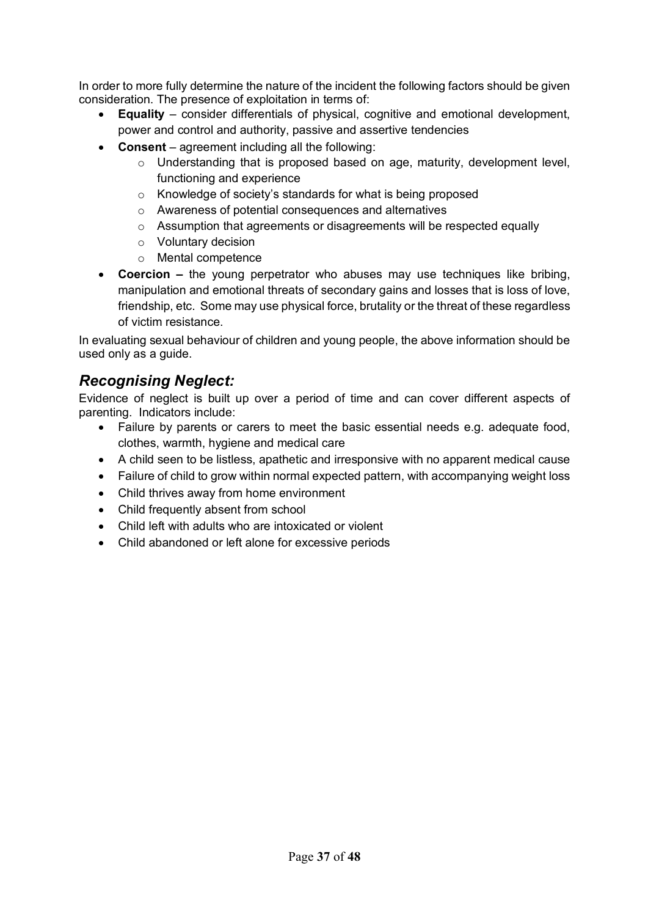In order to more fully determine the nature of the incident the following factors should be given consideration. The presence of exploitation in terms of:

- **Equality** – consider differentials of physical, cognitive and emotional development, power and control and authority, passive and assertive tendencies
- **Consent** – agreement including all the following:
  - Understanding that is proposed based on age, maturity, development level, functioning and experience
  - Knowledge of society's standards for what is being proposed
  - Awareness of potential consequences and alternatives
  - Assumption that agreements or disagreements will be respected equally
  - Voluntary decision
  - Mental competence
- **Coercion –** the young perpetrator who abuses may use techniques like bribing, manipulation and emotional threats of secondary gains and losses that is loss of love, friendship, etc. Some may use physical force, brutality or the threat of these regardless of victim resistance.

In evaluating sexual behaviour of children and young people, the above information should be used only as a guide.

## *Recognising Neglect:*

Evidence of neglect is built up over a period of time and can cover different aspects of parenting. Indicators include:

- Failure by parents or carers to meet the basic essential needs e.g. adequate food, clothes, warmth, hygiene and medical care
- A child seen to be listless, apathetic and irresponsive with no apparent medical cause
- Failure of child to grow within normal expected pattern, with accompanying weight loss
- Child thrives away from home environment
- Child frequently absent from school
- Child left with adults who are intoxicated or violent
- Child abandoned or left alone for excessive periods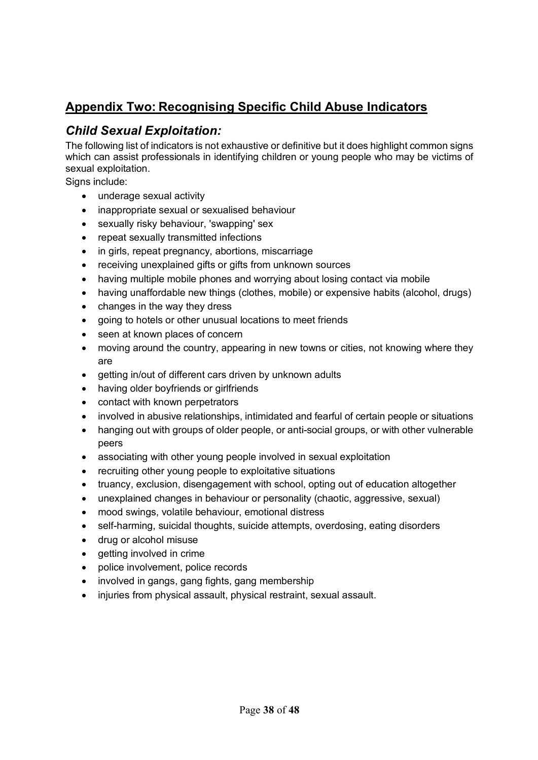## Appendix Two: Recognising Specific Child Abuse Indicators

### *Child Sexual Exploitation:*

The following list of indicators is not exhaustive or definitive but it does highlight common signs which can assist professionals in identifying children or young people who may be victims of sexual exploitation.

Signs include:

- underage sexual activity
- inappropriate sexual or sexualised behaviour
- sexually risky behaviour, 'swapping' sex
- repeat sexually transmitted infections
- in girls, repeat pregnancy, abortions, miscarriage
- receiving unexplained gifts or gifts from unknown sources
- having multiple mobile phones and worrying about losing contact via mobile
- having unaffordable new things (clothes, mobile) or expensive habits (alcohol, drugs)
- changes in the way they dress
- going to hotels or other unusual locations to meet friends
- seen at known places of concern
- moving around the country, appearing in new towns or cities, not knowing where they are
- getting in/out of different cars driven by unknown adults
- having older boyfriends or girlfriends
- contact with known perpetrators
- involved in abusive relationships, intimidated and fearful of certain people or situations
- hanging out with groups of older people, or anti-social groups, or with other vulnerable peers
- associating with other young people involved in sexual exploitation
- recruiting other young people to exploitative situations
- truancy, exclusion, disengagement with school, opting out of education altogether
- unexplained changes in behaviour or personality (chaotic, aggressive, sexual)
- mood swings, volatile behaviour, emotional distress
- self-harming, suicidal thoughts, suicide attempts, overdosing, eating disorders
- drug or alcohol misuse
- getting involved in crime
- police involvement, police records
- involved in gangs, gang fights, gang membership
- injuries from physical assault, physical restraint, sexual assault.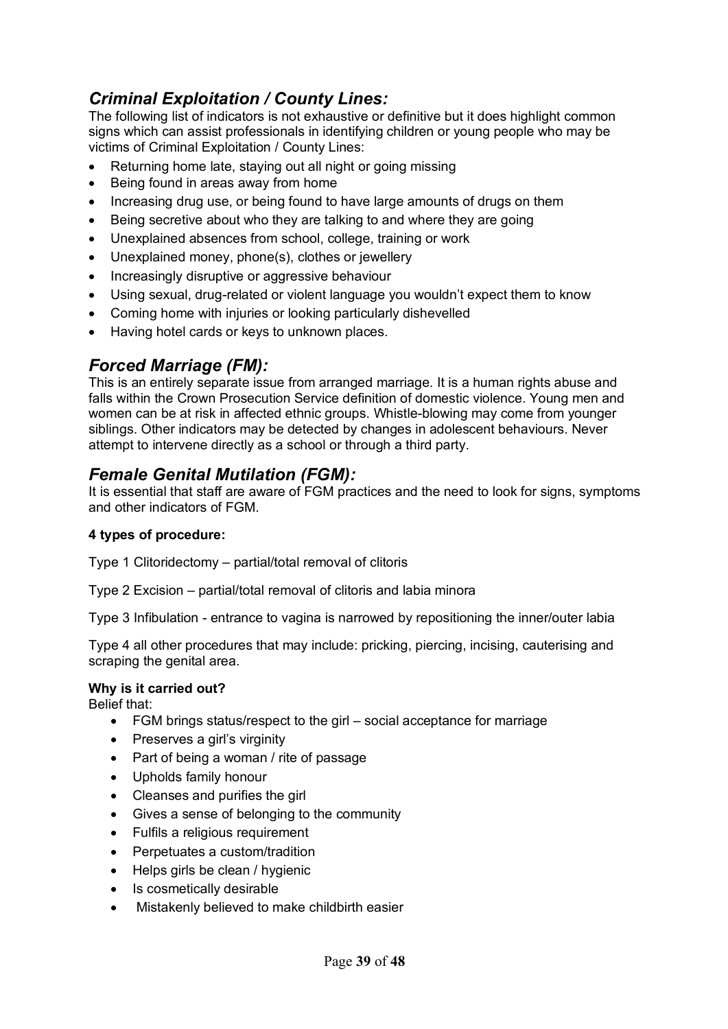## *Criminal Exploitation / County Lines:*

The following list of indicators is not exhaustive or definitive but it does highlight common signs which can assist professionals in identifying children or young people who may be victims of Criminal Exploitation / County Lines:

- Returning home late, staying out all night or going missing
- Being found in areas away from home
- Increasing drug use, or being found to have large amounts of drugs on them
- Being secretive about who they are talking to and where they are going
- Unexplained absences from school, college, training or work
- Unexplained money, phone(s), clothes or jewellery
- Increasingly disruptive or aggressive behaviour
- Using sexual, drug-related or violent language you wouldn't expect them to know
- Coming home with injuries or looking particularly dishevelled
- Having hotel cards or keys to unknown places.

## *Forced Marriage (FM):*

This is an entirely separate issue from arranged marriage. It is a human rights abuse and falls within the Crown Prosecution Service definition of domestic violence. Young men and women can be at risk in affected ethnic groups. Whistle-blowing may come from younger siblings. Other indicators may be detected by changes in adolescent behaviours. Never attempt to intervene directly as a school or through a third party.

## *Female Genital Mutilation (FGM):*

It is essential that staff are aware of FGM practices and the need to look for signs, symptoms and other indicators of FGM.

**4 types of procedure:**

Type 1 Clitoridectomy – partial/total removal of clitoris

Type 2 Excision – partial/total removal of clitoris and labia minora

Type 3 Infibulation - entrance to vagina is narrowed by repositioning the inner/outer labia

Type 4 all other procedures that may include: pricking, piercing, incising, cauterising and scraping the genital area.

**Why is it carried out?**

Belief that:

- FGM brings status/respect to the girl – social acceptance for marriage
- Preserves a girl's virginity
- Part of being a woman / rite of passage
- Upholds family honour
- Cleanses and purifies the girl
- Gives a sense of belonging to the community
- Fulfils a religious requirement
- Perpetuates a custom/tradition
- Helps girls be clean / hygienic
- Is cosmetically desirable
- Mistakenly believed to make childbirth easier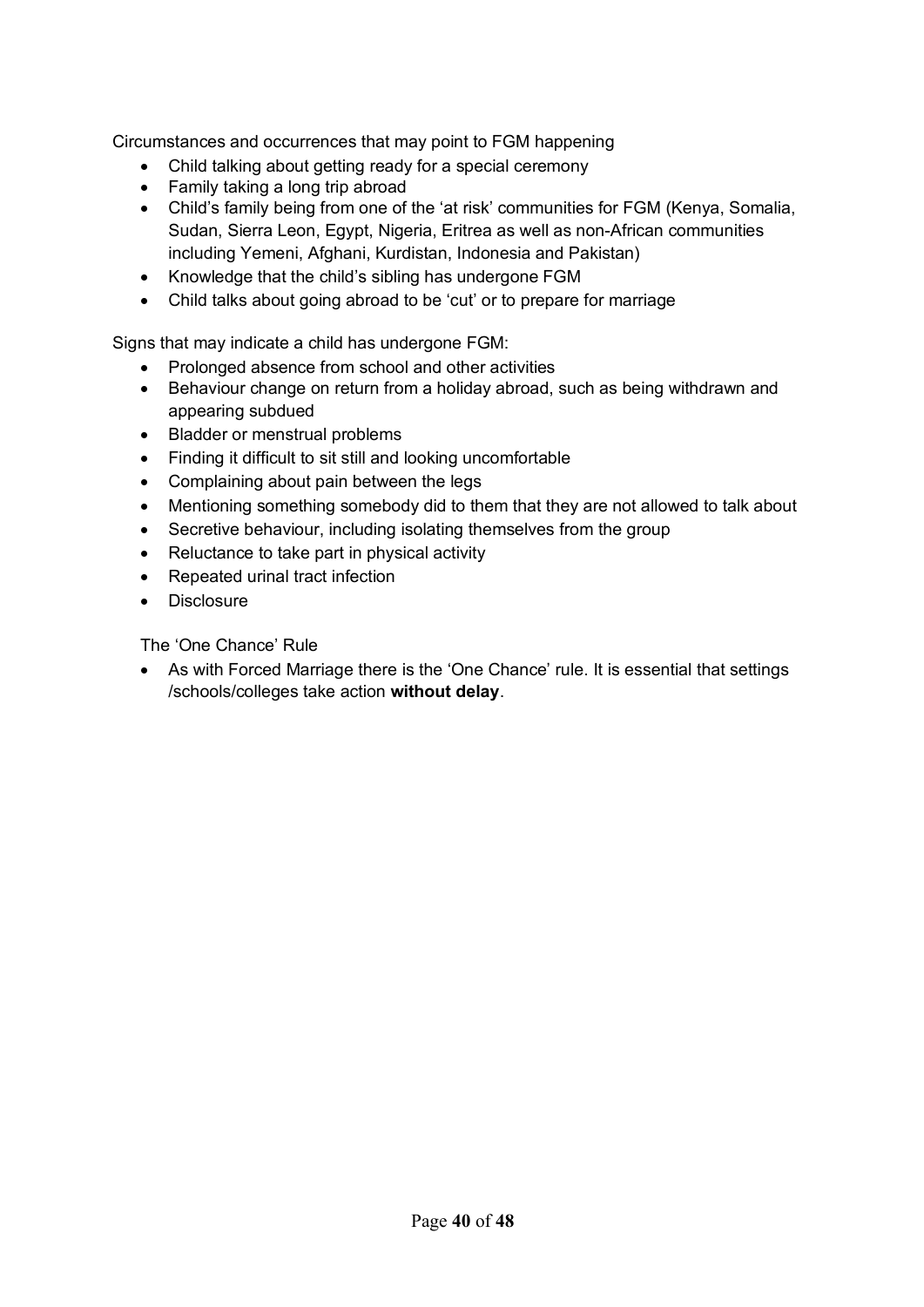Circumstances and occurrences that may point to FGM happening

- Child talking about getting ready for a special ceremony
- Family taking a long trip abroad
- Child's family being from one of the 'at risk' communities for FGM (Kenya, Somalia, Sudan, Sierra Leon, Egypt, Nigeria, Eritrea as well as non-African communities including Yemeni, Afghani, Kurdistan, Indonesia and Pakistan)
- Knowledge that the child's sibling has undergone FGM
- Child talks about going abroad to be 'cut' or to prepare for marriage

Signs that may indicate a child has undergone FGM:

- Prolonged absence from school and other activities
- Behaviour change on return from a holiday abroad, such as being withdrawn and appearing subdued
- Bladder or menstrual problems
- Finding it difficult to sit still and looking uncomfortable
- Complaining about pain between the legs
- Mentioning something somebody did to them that they are not allowed to talk about
- Secretive behaviour, including isolating themselves from the group
- Reluctance to take part in physical activity
- Repeated urinal tract infection
- Disclosure

The 'One Chance' Rule

- As with Forced Marriage there is the 'One Chance' rule. It is essential that settings /schools/colleges take action **without delay**.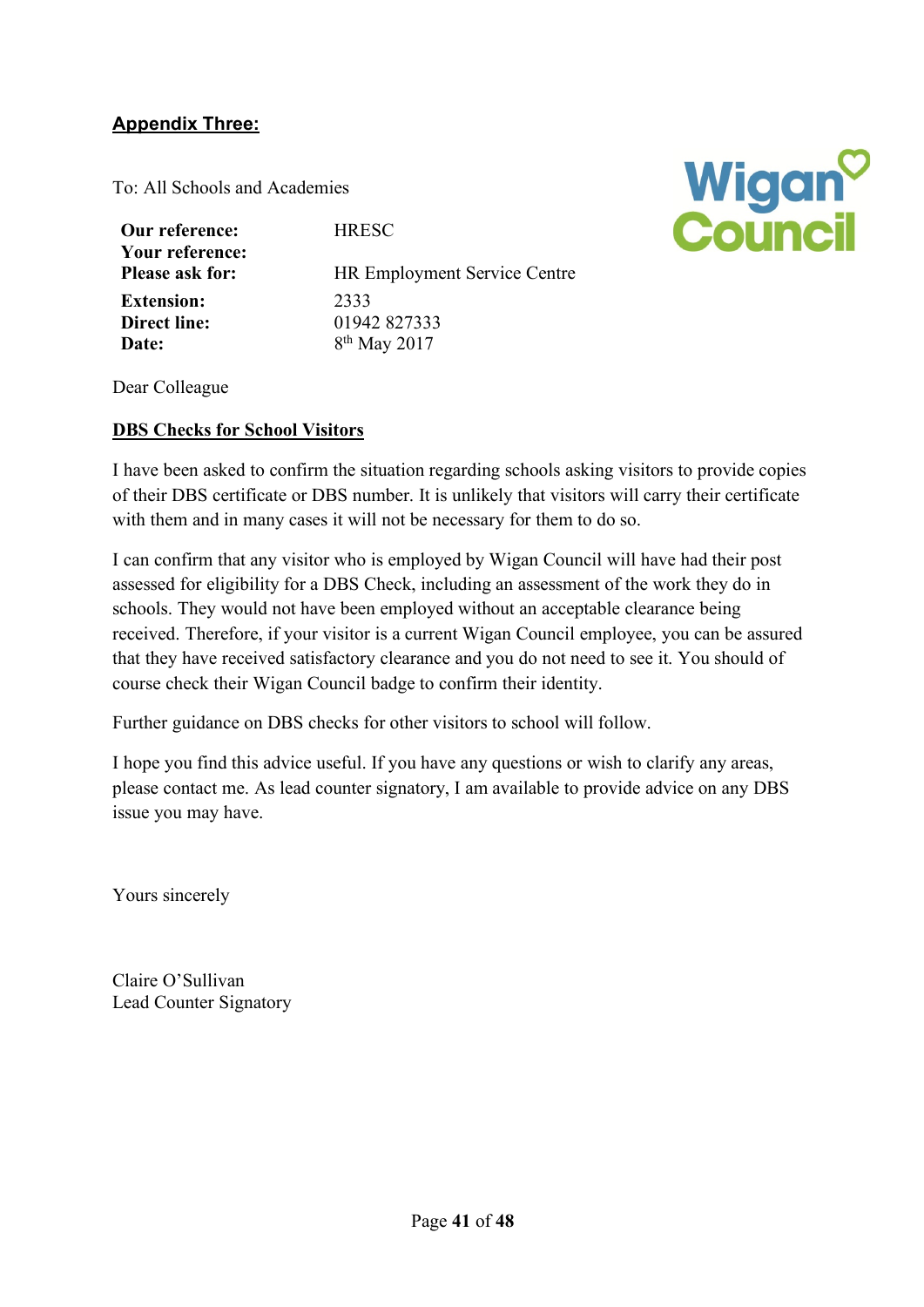**Appendix Three:**

To: All Schools and Academies

| | |
|---|---|
| **Our reference:** | HRESC |
| **Your reference:** | |
| **Please ask for:** | HR Employment Service Centre |
| **Extension:** | 2333 |
| **Direct line:** | 01942 827333 |
| **Date:** | 8th May 2017 |

Dear Colleague

**DBS Checks for School Visitors**

I have been asked to confirm the situation regarding schools asking visitors to provide copies of their DBS certificate or DBS number. It is unlikely that visitors will carry their certificate with them and in many cases it will not be necessary for them to do so.

I can confirm that any visitor who is employed by Wigan Council will have had their post assessed for eligibility for a DBS Check, including an assessment of the work they do in schools. They would not have been employed without an acceptable clearance being received. Therefore, if your visitor is a current Wigan Council employee, you can be assured that they have received satisfactory clearance and you do not need to see it. You should of course check their Wigan Council badge to confirm their identity.

Further guidance on DBS checks for other visitors to school will follow.

I hope you find this advice useful. If you have any questions or wish to clarify any areas, please contact me. As lead counter signatory, I am available to provide advice on any DBS issue you may have.

Yours sincerely

Claire O'Sullivan
Lead Counter Signatory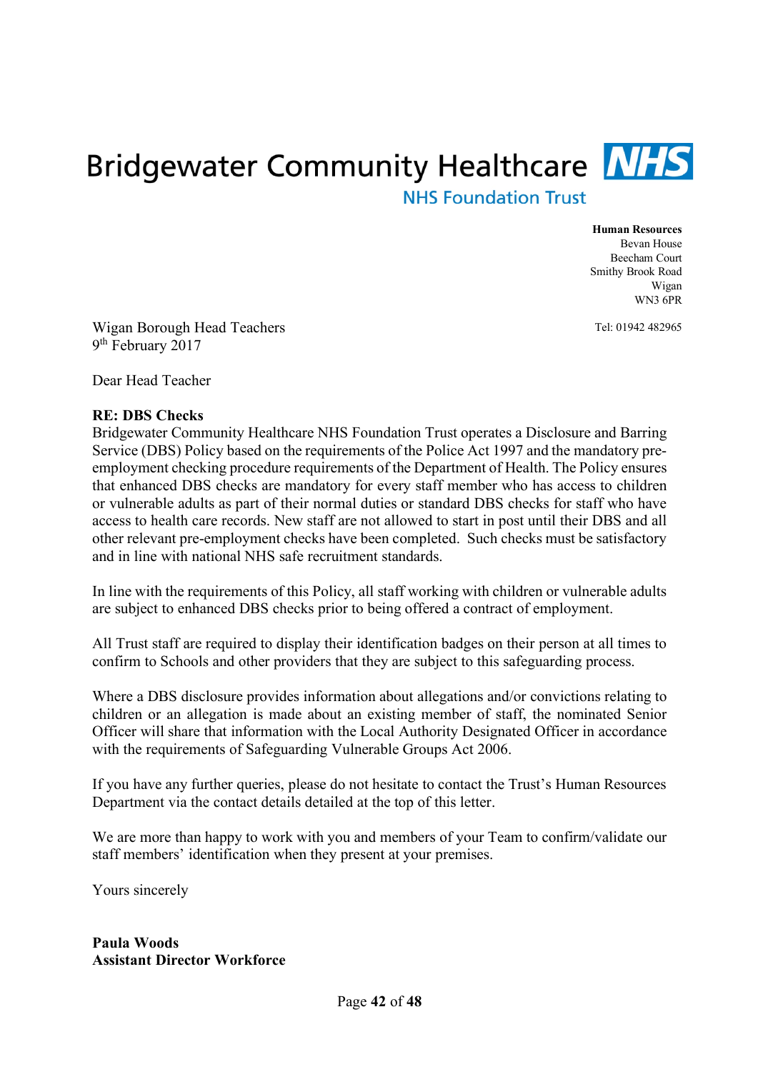Bridgewater Community Healthcare NHS

NHS Foundation Trust

**Human Resources**
Bevan House
Beecham Court
Smithy Brook Road
Wigan
WN3 6PR

Tel: 01942 482965

Wigan Borough Head Teachers
9th February 2017

Dear Head Teacher

**RE: DBS Checks**

Bridgewater Community Healthcare NHS Foundation Trust operates a Disclosure and Barring Service (DBS) Policy based on the requirements of the Police Act 1997 and the mandatory pre-employment checking procedure requirements of the Department of Health. The Policy ensures that enhanced DBS checks are mandatory for every staff member who has access to children or vulnerable adults as part of their normal duties or standard DBS checks for staff who have access to health care records. New staff are not allowed to start in post until their DBS and all other relevant pre-employment checks have been completed. Such checks must be satisfactory and in line with national NHS safe recruitment standards.

In line with the requirements of this Policy, all staff working with children or vulnerable adults are subject to enhanced DBS checks prior to being offered a contract of employment.

All Trust staff are required to display their identification badges on their person at all times to confirm to Schools and other providers that they are subject to this safeguarding process.

Where a DBS disclosure provides information about allegations and/or convictions relating to children or an allegation is made about an existing member of staff, the nominated Senior Officer will share that information with the Local Authority Designated Officer in accordance with the requirements of Safeguarding Vulnerable Groups Act 2006.

If you have any further queries, please do not hesitate to contact the Trust's Human Resources Department via the contact details detailed at the top of this letter.

We are more than happy to work with you and members of your Team to confirm/validate our staff members' identification when they present at your premises.

Yours sincerely

**Paula Woods**
**Assistant Director Workforce**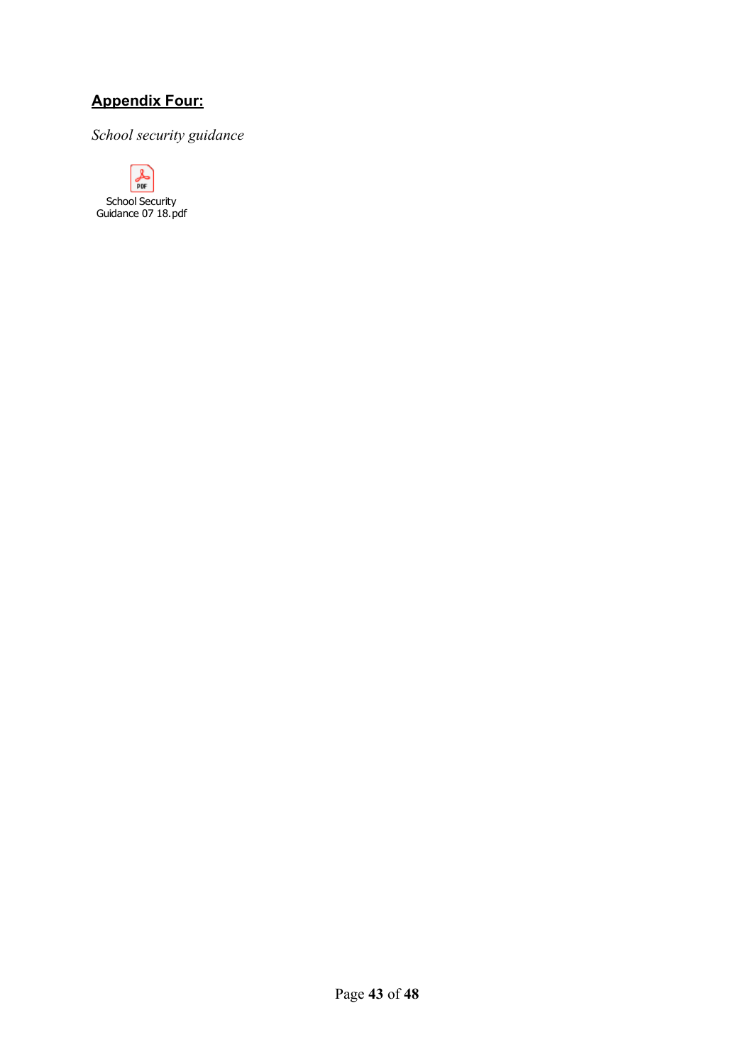## **Appendix Four:**

*School security guidance*

School Security Guidance 07 18.pdf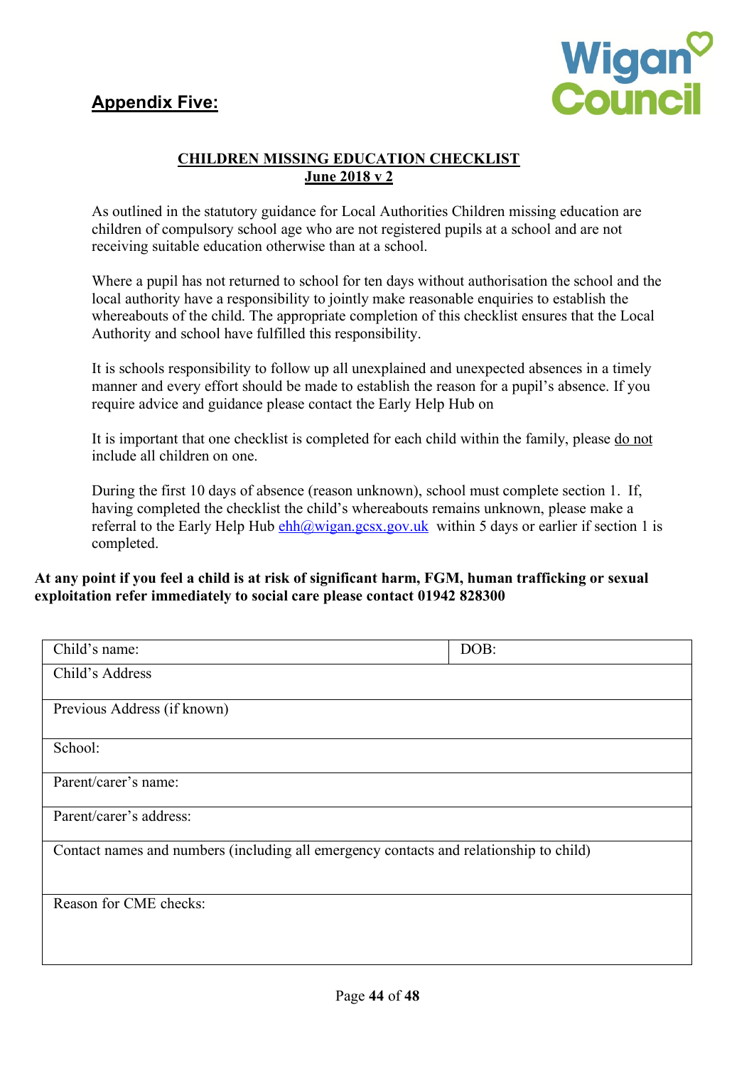## **Appendix Five:**

Wigan Council

**CHILDREN MISSING EDUCATION CHECKLIST**
**June 2018 v 2**

As outlined in the statutory guidance for Local Authorities Children missing education are children of compulsory school age who are not registered pupils at a school and are not receiving suitable education otherwise than at a school.

Where a pupil has not returned to school for ten days without authorisation the school and the local authority have a responsibility to jointly make reasonable enquiries to establish the whereabouts of the child. The appropriate completion of this checklist ensures that the Local Authority and school have fulfilled this responsibility.

It is schools responsibility to follow up all unexplained and unexpected absences in a timely manner and every effort should be made to establish the reason for a pupil's absence. If you require advice and guidance please contact the Early Help Hub on

It is important that one checklist is completed for each child within the family, please do not include all children on one.

During the first 10 days of absence (reason unknown), school must complete section 1. If, having completed the checklist the child's whereabouts remains unknown, please make a referral to the Early Help Hub ehh@wigan.gcsx.gov.uk within 5 days or earlier if section 1 is completed.

**At any point if you feel a child is at risk of significant harm, FGM, human trafficking or sexual exploitation refer immediately to social care please contact 01942 828300**

| Child's name: | DOB: |
|---|---|
| Child's Address | |
| Previous Address (if known) | |
| School: | |
| Parent/carer's name: | |
| Parent/carer's address: | |
| Contact names and numbers (including all emergency contacts and relationship to child) | |
| Reason for CME checks: | |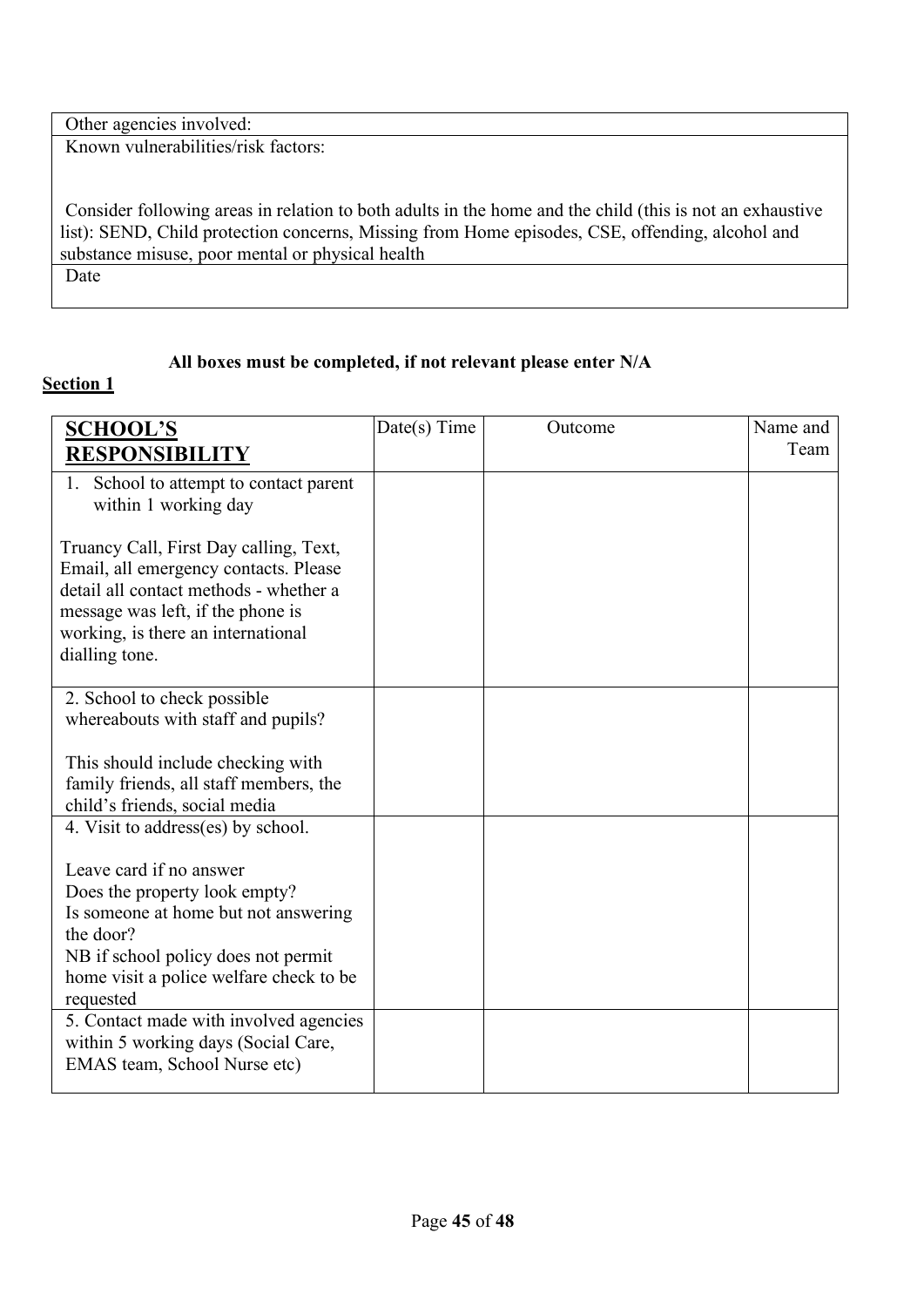| Other agencies involved: |
|---|
| Known vulnerabilities/risk factors:<br><br>Consider following areas in relation to both adults in the home and the child (this is not an exhaustive list): SEND, Child protection concerns, Missing from Home episodes, CSE, offending, alcohol and substance misuse, poor mental or physical health |
| Date |

**All boxes must be completed, if not relevant please enter N/A**

**Section 1**

| **SCHOOL'S RESPONSIBILITY** | Date(s) Time | Outcome | Name and Team |
|---|---|---|---|
| 1. School to attempt to contact parent within 1 working day<br><br>Truancy Call, First Day calling, Text, Email, all emergency contacts. Please detail all contact methods - whether a message was left, if the phone is working, is there an international dialling tone. | | | |
| 2. School to check possible whereabouts with staff and pupils?<br><br>This should include checking with family friends, all staff members, the child's friends, social media | | | |
| 4. Visit to address(es) by school.<br><br>Leave card if no answer<br>Does the property look empty?<br>Is someone at home but not answering the door?<br>NB if school policy does not permit home visit a police welfare check to be requested | | | |
| 5. Contact made with involved agencies within 5 working days (Social Care, EMAS team, School Nurse etc) | | | |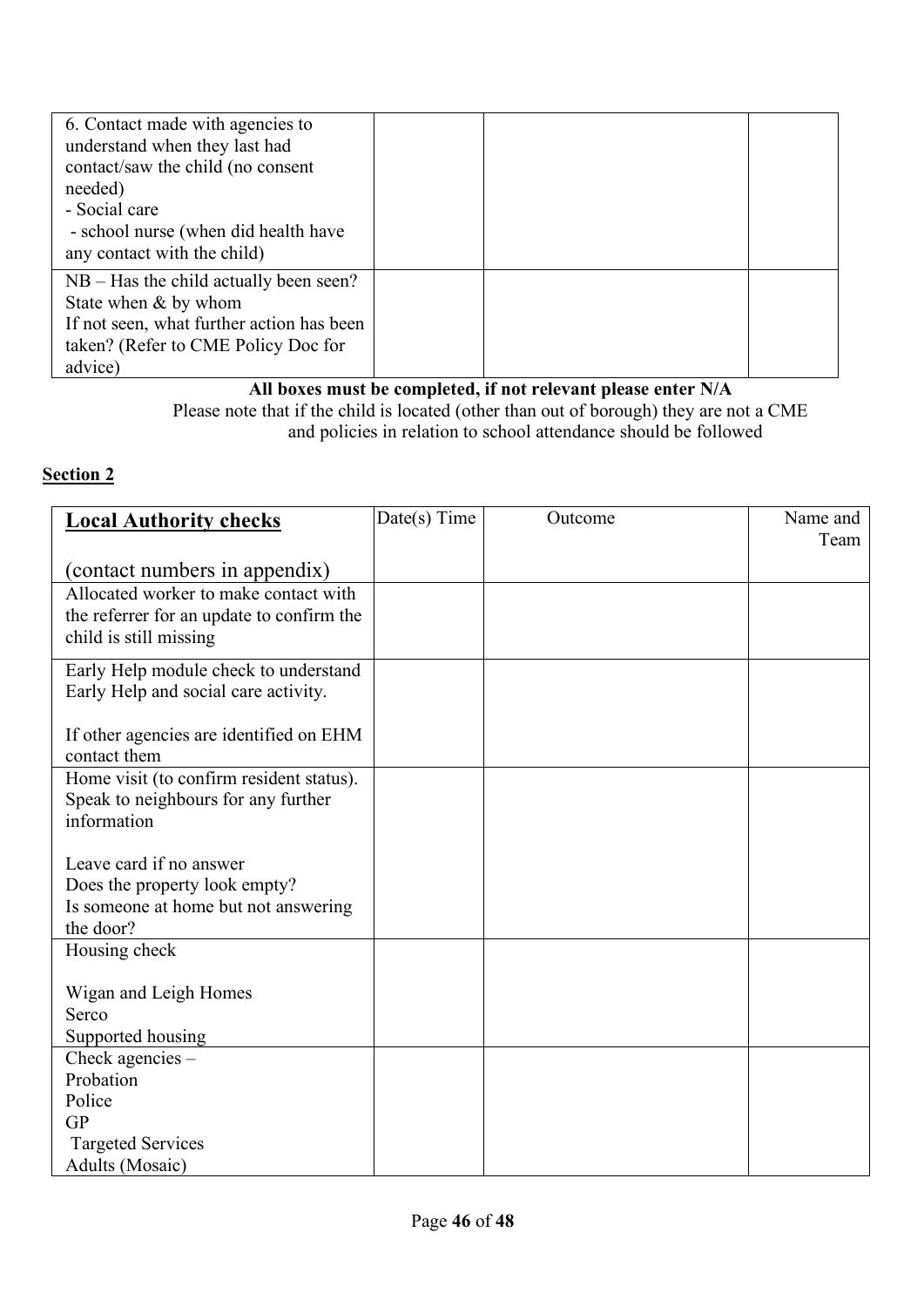| | | | |
|---|---|---|---|
| 6. Contact made with agencies to understand when they last had contact/saw the child (no consent needed)<br>- Social care<br>- school nurse (when did health have any contact with the child) | | | |
| NB – Has the child actually been seen? State when & by whom<br>If not seen, what further action has been taken? (Refer to CME Policy Doc for advice) | | | |

**All boxes must be completed, if not relevant please enter N/A**

Please note that if the child is located (other than out of borough) they are not a CME and policies in relation to school attendance should be followed

**Section 2**

| **Local Authority checks**<br><br>(contact numbers in appendix) | Date(s) Time | Outcome | Name and Team |
|---|---|---|---|
| Allocated worker to make contact with the referrer for an update to confirm the child is still missing | | | |
| Early Help module check to understand Early Help and social care activity.<br><br>If other agencies are identified on EHM contact them | | | |
| Home visit (to confirm resident status). Speak to neighbours for any further information<br><br>Leave card if no answer<br>Does the property look empty?<br>Is someone at home but not answering the door? | | | |
| Housing check<br><br>Wigan and Leigh Homes<br>Serco<br>Supported housing | | | |
| Check agencies –<br>Probation<br>Police<br>GP<br>Targeted Services<br>Adults (Mosaic) | | | |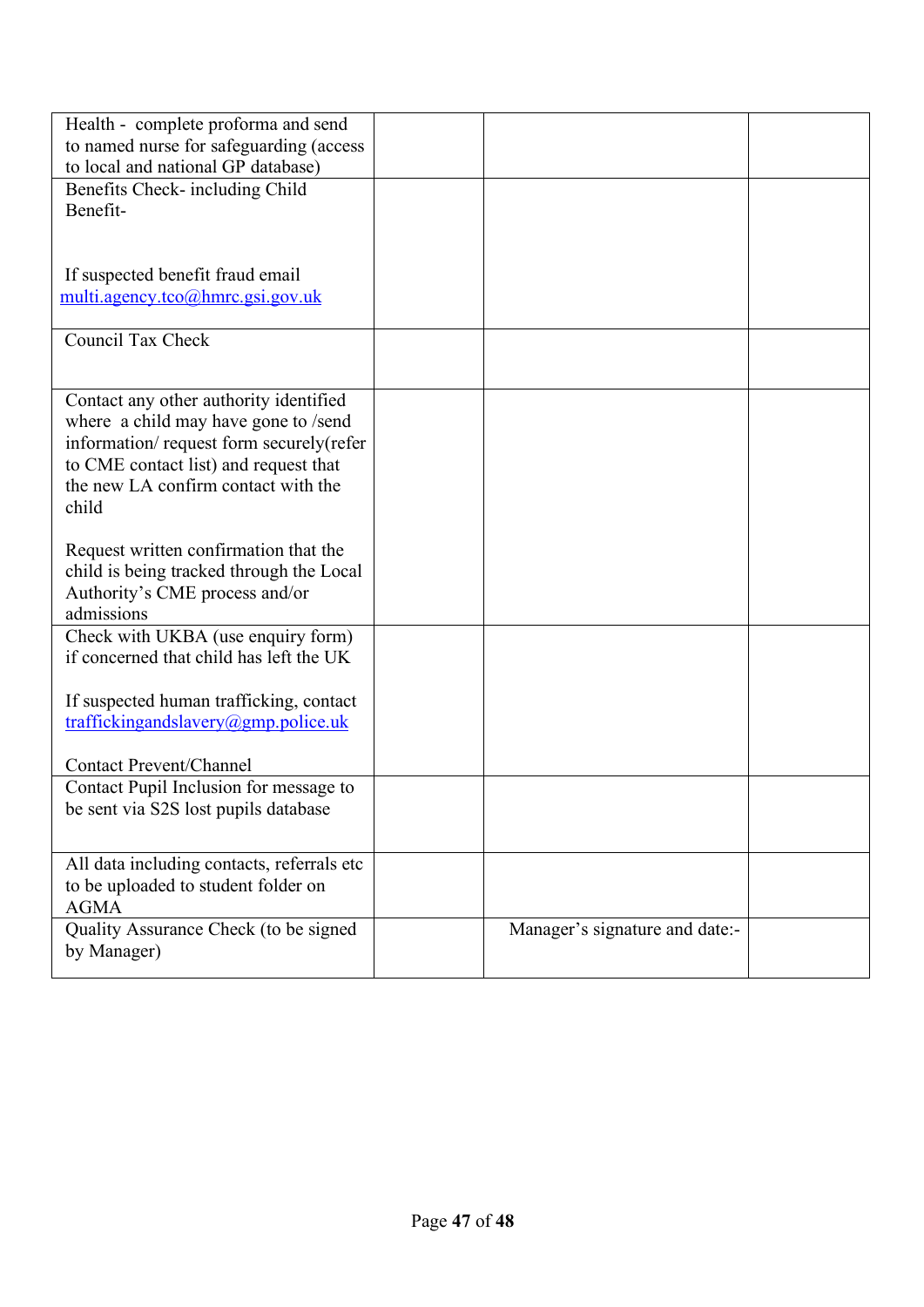| | | | |
|---|---|---|---|
| Health - complete proforma and send to named nurse for safeguarding (access to local and national GP database) | | | |
| Benefits Check- including Child Benefit-<br><br>If suspected benefit fraud email multi.agency.tco@hmrc.gsi.gov.uk | | | |
| Council Tax Check | | | |
| Contact any other authority identified where a child may have gone to /send information/ request form securely(refer to CME contact list) and request that the new LA confirm contact with the child<br><br>Request written confirmation that the child is being tracked through the Local Authority's CME process and/or admissions | | | |
| Check with UKBA (use enquiry form) if concerned that child has left the UK<br><br>If suspected human trafficking, contact traffickingandslavery@gmp.police.uk<br><br>Contact Prevent/Channel | | | |
| Contact Pupil Inclusion for message to be sent via S2S lost pupils database | | | |
| All data including contacts, referrals etc to be uploaded to student folder on AGMA | | | |
| Quality Assurance Check (to be signed by Manager) | | Manager's signature and date:- | |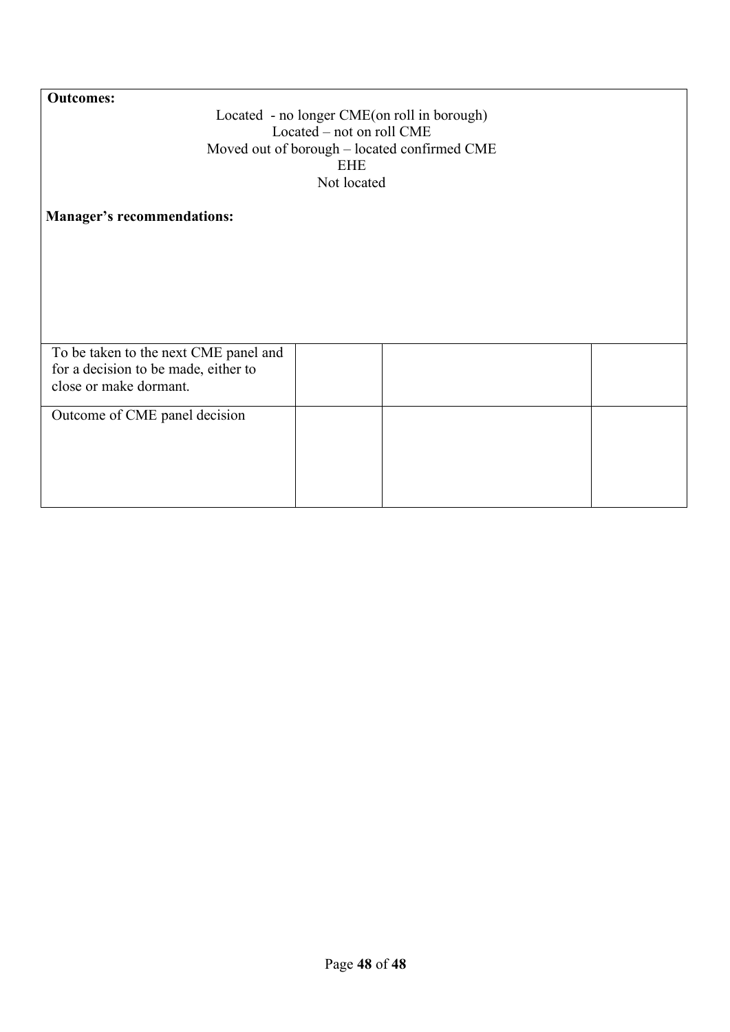**Outcomes:**

Located - no longer CME(on roll in borough)
Located – not on roll CME
Moved out of borough – located confirmed CME
EHE
Not located

**Manager's recommendations:**

| | | | |
|---|---|---|---|
| To be taken to the next CME panel and for a decision to be made, either to close or make dormant. | | | |
| Outcome of CME panel decision | | | |